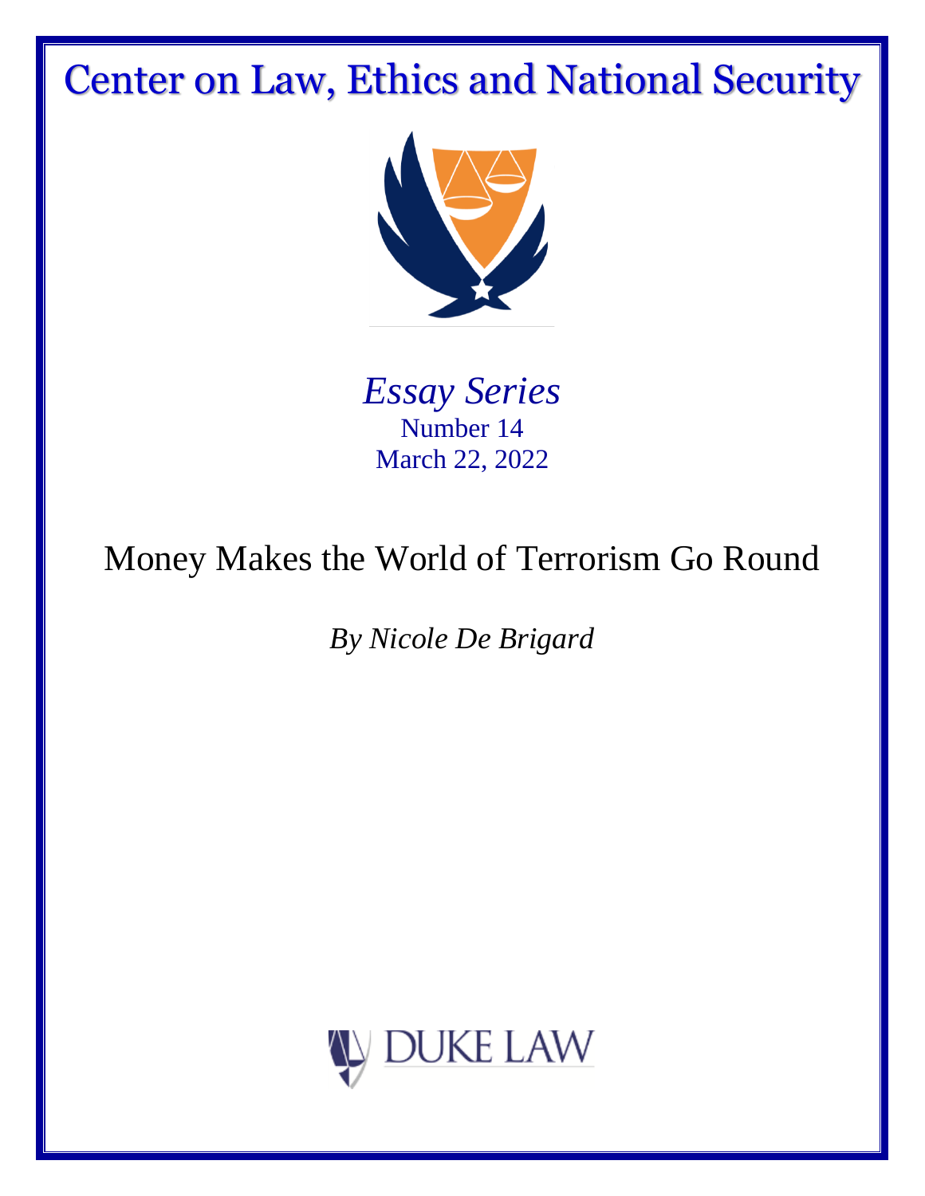# Center on Law, Ethics and National Security

*Essay Series*
Number 14
March 22, 2022

## Money Makes the World of Terrorism Go Round

*By Nicole De Brigard*

DUKE LAW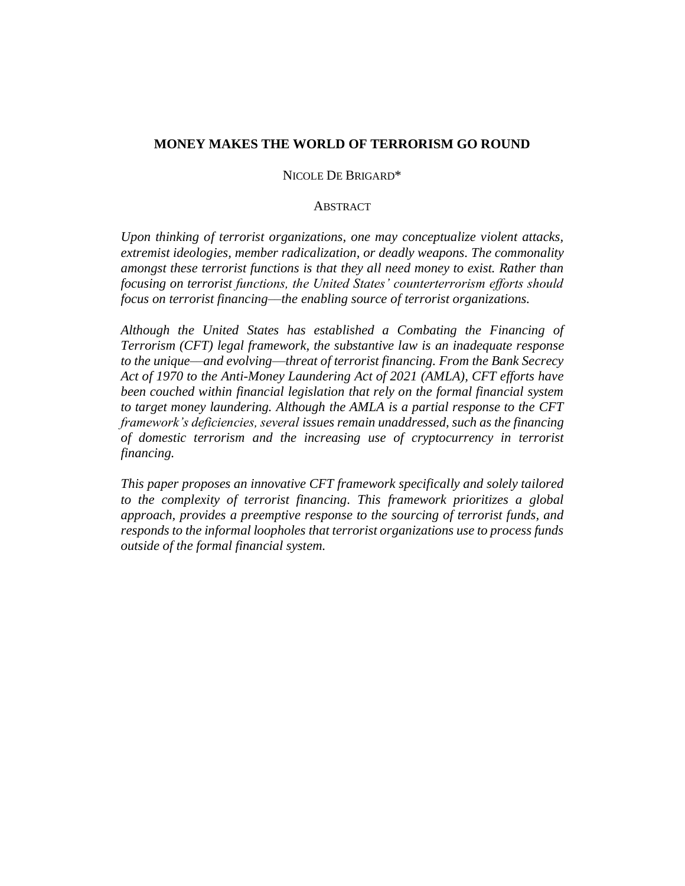# MONEY MAKES THE WORLD OF TERRORISM GO ROUND

NICOLE DE BRIGARD*

ABSTRACT

*Upon thinking of terrorist organizations, one may conceptualize violent attacks, extremist ideologies, member radicalization, or deadly weapons. The commonality amongst these terrorist functions is that they all need money to exist. Rather than focusing on terrorist functions, the United States' counterterrorism efforts should focus on terrorist financing—the enabling source of terrorist organizations.*

*Although the United States has established a Combating the Financing of Terrorism (CFT) legal framework, the substantive law is an inadequate response to the unique—and evolving—threat of terrorist financing. From the Bank Secrecy Act of 1970 to the Anti-Money Laundering Act of 2021 (AMLA), CFT efforts have been couched within financial legislation that rely on the formal financial system to target money laundering. Although the AMLA is a partial response to the CFT framework's deficiencies, several issues remain unaddressed, such as the financing of domestic terrorism and the increasing use of cryptocurrency in terrorist financing.*

*This paper proposes an innovative CFT framework specifically and solely tailored to the complexity of terrorist financing. This framework prioritizes a global approach, provides a preemptive response to the sourcing of terrorist funds, and responds to the informal loopholes that terrorist organizations use to process funds outside of the formal financial system.*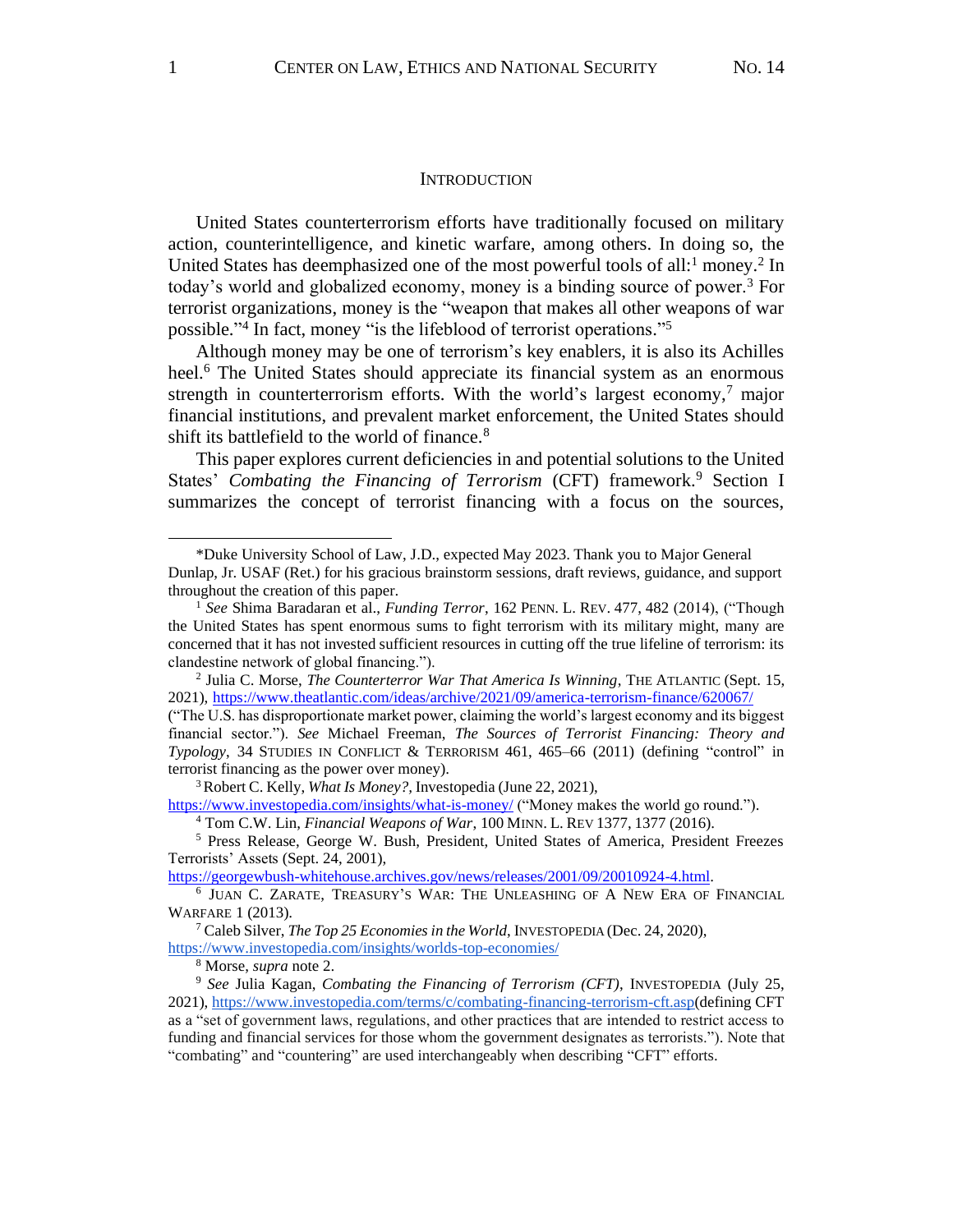## INTRODUCTION

United States counterterrorism efforts have traditionally focused on military action, counterintelligence, and kinetic warfare, among others. In doing so, the United States has deemphasized one of the most powerful tools of all:[1] money.[2] In today's world and globalized economy, money is a binding source of power.[3] For terrorist organizations, money is the "weapon that makes all other weapons of war possible."[4] In fact, money "is the lifeblood of terrorist operations."[5]

Although money may be one of terrorism's key enablers, it is also its Achilles heel.[6] The United States should appreciate its financial system as an enormous strength in counterterrorism efforts. With the world's largest economy,[7] major financial institutions, and prevalent market enforcement, the United States should shift its battlefield to the world of finance.[8]

This paper explores current deficiencies in and potential solutions to the United States' *Combating the Financing of Terrorism* (CFT) framework.[9] Section I summarizes the concept of terrorist financing with a focus on the sources,

---

*Duke University School of Law, J.D., expected May 2023. Thank you to Major General Dunlap, Jr. USAF (Ret.) for his gracious brainstorm sessions, draft reviews, guidance, and support throughout the creation of this paper.

[1] *See* Shima Baradaran et al., *Funding Terror*, 162 PENN. L. REV. 477, 482 (2014), ("Though the United States has spent enormous sums to fight terrorism with its military might, many are concerned that it has not invested sufficient resources in cutting off the true lifeline of terrorism: its clandestine network of global financing.").

[2] Julia C. Morse, *The Counterterror War That America Is Winning*, THE ATLANTIC (Sept. 15, 2021), https://www.theatlantic.com/ideas/archive/2021/09/america-terrorism-finance/620067/ ("The U.S. has disproportionate market power, claiming the world's largest economy and its biggest financial sector."). *See* Michael Freeman, *The Sources of Terrorist Financing: Theory and Typology*, 34 STUDIES IN CONFLICT & TERRORISM 461, 465–66 (2011) (defining "control" in terrorist financing as the power over money).

[3] Robert C. Kelly, *What Is Money?*, Investopedia (June 22, 2021), https://www.investopedia.com/insights/what-is-money/ ("Money makes the world go round.").

[4] Tom C.W. Lin, *Financial Weapons of War*, 100 MINN. L. REV 1377, 1377 (2016).

[5] Press Release, George W. Bush, President, United States of America, President Freezes Terrorists' Assets (Sept. 24, 2001), https://georgewbush-whitehouse.archives.gov/news/releases/2001/09/20010924-4.html.

[6] JUAN C. ZARATE, TREASURY'S WAR: THE UNLEASHING OF A NEW ERA OF FINANCIAL WARFARE 1 (2013).

[7] Caleb Silver, *The Top 25 Economies in the World*, INVESTOPEDIA (Dec. 24, 2020), https://www.investopedia.com/insights/worlds-top-economies/

[8] Morse, *supra* note 2.

[9] *See* Julia Kagan, *Combating the Financing of Terrorism (CFT)*, INVESTOPEDIA (July 25, 2021), https://www.investopedia.com/terms/c/combating-financing-terrorism-cft.asp(defining CFT as a "set of government laws, regulations, and other practices that are intended to restrict access to funding and financial services for those whom the government designates as terrorists."). Note that "combating" and "countering" are used interchangeably when describing "CFT" efforts.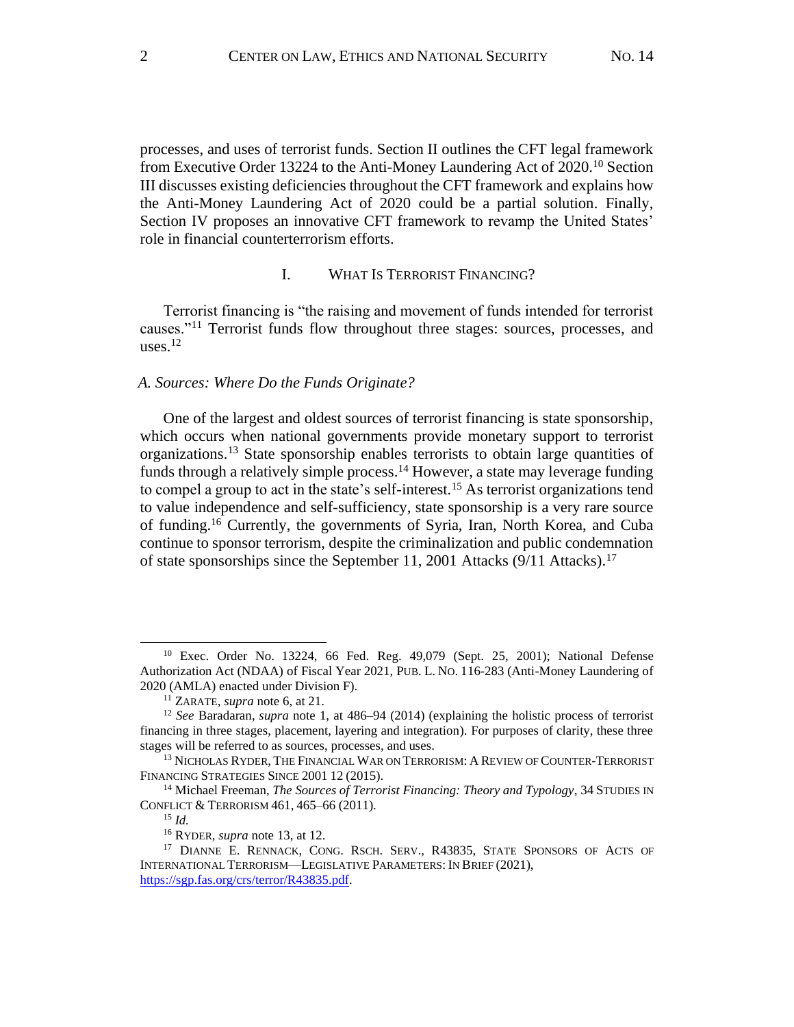processes, and uses of terrorist funds. Section II outlines the CFT legal framework from Executive Order 13224 to the Anti-Money Laundering Act of 2020.[10] Section III discusses existing deficiencies throughout the CFT framework and explains how the Anti-Money Laundering Act of 2020 could be a partial solution. Finally, Section IV proposes an innovative CFT framework to revamp the United States' role in financial counterterrorism efforts.

## I. WHAT IS TERRORIST FINANCING?

Terrorist financing is "the raising and movement of funds intended for terrorist causes."[11] Terrorist funds flow throughout three stages: sources, processes, and uses.[12]

### *A. Sources: Where Do the Funds Originate?*

One of the largest and oldest sources of terrorist financing is state sponsorship, which occurs when national governments provide monetary support to terrorist organizations.[13] State sponsorship enables terrorists to obtain large quantities of funds through a relatively simple process.[14] However, a state may leverage funding to compel a group to act in the state's self-interest.[15] As terrorist organizations tend to value independence and self-sufficiency, state sponsorship is a very rare source of funding.[16] Currently, the governments of Syria, Iran, North Korea, and Cuba continue to sponsor terrorism, despite the criminalization and public condemnation of state sponsorships since the September 11, 2001 Attacks (9/11 Attacks).[17]

---

[10] Exec. Order No. 13224, 66 Fed. Reg. 49,079 (Sept. 25, 2001); National Defense Authorization Act (NDAA) of Fiscal Year 2021, PUB. L. NO. 116-283 (Anti-Money Laundering of 2020 (AMLA) enacted under Division F).

[11] ZARATE, *supra* note 6, at 21.

[12] *See* Baradaran, *supra* note 1, at 486–94 (2014) (explaining the holistic process of terrorist financing in three stages, placement, layering and integration). For purposes of clarity, these three stages will be referred to as sources, processes, and uses.

[13] NICHOLAS RYDER, THE FINANCIAL WAR ON TERRORISM: A REVIEW OF COUNTER-TERRORIST FINANCING STRATEGIES SINCE 2001 12 (2015).

[14] Michael Freeman, *The Sources of Terrorist Financing: Theory and Typology*, 34 STUDIES IN CONFLICT & TERRORISM 461, 465–66 (2011).

[15] *Id.*

[16] RYDER, *supra* note 13, at 12.

[17] DIANNE E. RENNACK, CONG. RSCH. SERV., R43835, STATE SPONSORS OF ACTS OF INTERNATIONAL TERRORISM—LEGISLATIVE PARAMETERS: IN BRIEF (2021), https://sgp.fas.org/crs/terror/R43835.pdf.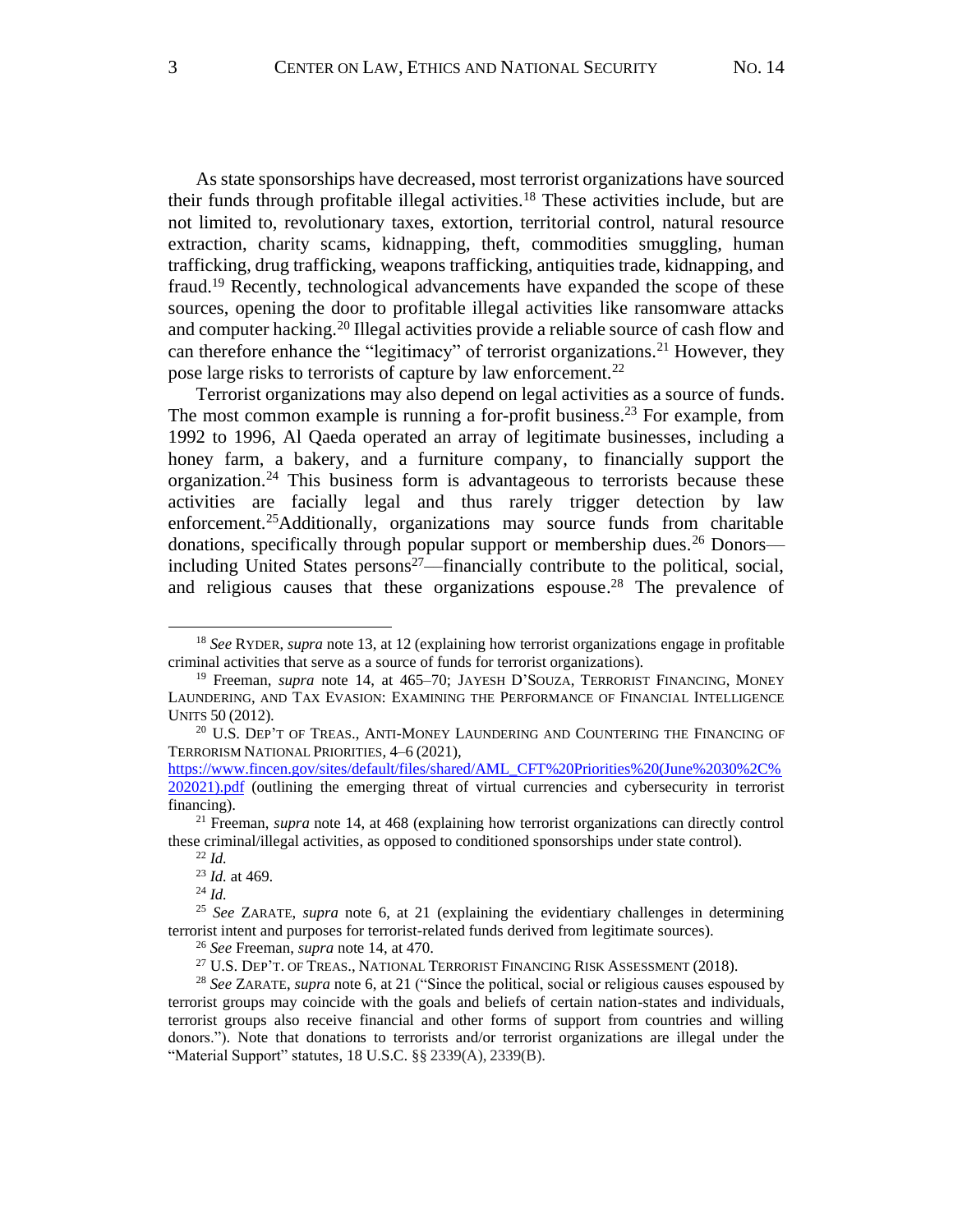As state sponsorships have decreased, most terrorist organizations have sourced their funds through profitable illegal activities.[18] These activities include, but are not limited to, revolutionary taxes, extortion, territorial control, natural resource extraction, charity scams, kidnapping, theft, commodities smuggling, human trafficking, drug trafficking, weapons trafficking, antiquities trade, kidnapping, and fraud.[19] Recently, technological advancements have expanded the scope of these sources, opening the door to profitable illegal activities like ransomware attacks and computer hacking.[20] Illegal activities provide a reliable source of cash flow and can therefore enhance the "legitimacy" of terrorist organizations.[21] However, they pose large risks to terrorists of capture by law enforcement.[22]

Terrorist organizations may also depend on legal activities as a source of funds. The most common example is running a for-profit business.[23] For example, from 1992 to 1996, Al Qaeda operated an array of legitimate businesses, including a honey farm, a bakery, and a furniture company, to financially support the organization.[24] This business form is advantageous to terrorists because these activities are facially legal and thus rarely trigger detection by law enforcement.[25]Additionally, organizations may source funds from charitable donations, specifically through popular support or membership dues.[26] Donors—including United States persons[27]—financially contribute to the political, social, and religious causes that these organizations espouse.[28] The prevalence of

---

[18] *See* RYDER, *supra* note 13, at 12 (explaining how terrorist organizations engage in profitable criminal activities that serve as a source of funds for terrorist organizations).

[19] Freeman, *supra* note 14, at 465–70; JAYESH D'SOUZA, TERRORIST FINANCING, MONEY LAUNDERING, AND TAX EVASION: EXAMINING THE PERFORMANCE OF FINANCIAL INTELLIGENCE UNITS 50 (2012).

[20] U.S. DEP'T OF TREAS., ANTI-MONEY LAUNDERING AND COUNTERING THE FINANCING OF TERRORISM NATIONAL PRIORITIES, 4–6 (2021), https://www.fincen.gov/sites/default/files/shared/AML_CFT%20Priorities%20(June%2030%2C%202021).pdf (outlining the emerging threat of virtual currencies and cybersecurity in terrorist financing).

[21] Freeman, *supra* note 14, at 468 (explaining how terrorist organizations can directly control these criminal/illegal activities, as opposed to conditioned sponsorships under state control).

[22] *Id.*

[23] *Id.* at 469.

[24] *Id.*

[25] *See* ZARATE, *supra* note 6, at 21 (explaining the evidentiary challenges in determining terrorist intent and purposes for terrorist-related funds derived from legitimate sources).

[26] *See* Freeman, *supra* note 14, at 470.

[27] U.S. DEP'T. OF TREAS., NATIONAL TERRORIST FINANCING RISK ASSESSMENT (2018).

[28] *See* ZARATE, *supra* note 6, at 21 ("Since the political, social or religious causes espoused by terrorist groups may coincide with the goals and beliefs of certain nation-states and individuals, terrorist groups also receive financial and other forms of support from countries and willing donors."). Note that donations to terrorists and/or terrorist organizations are illegal under the "Material Support" statutes, 18 U.S.C. §§ 2339(A), 2339(B).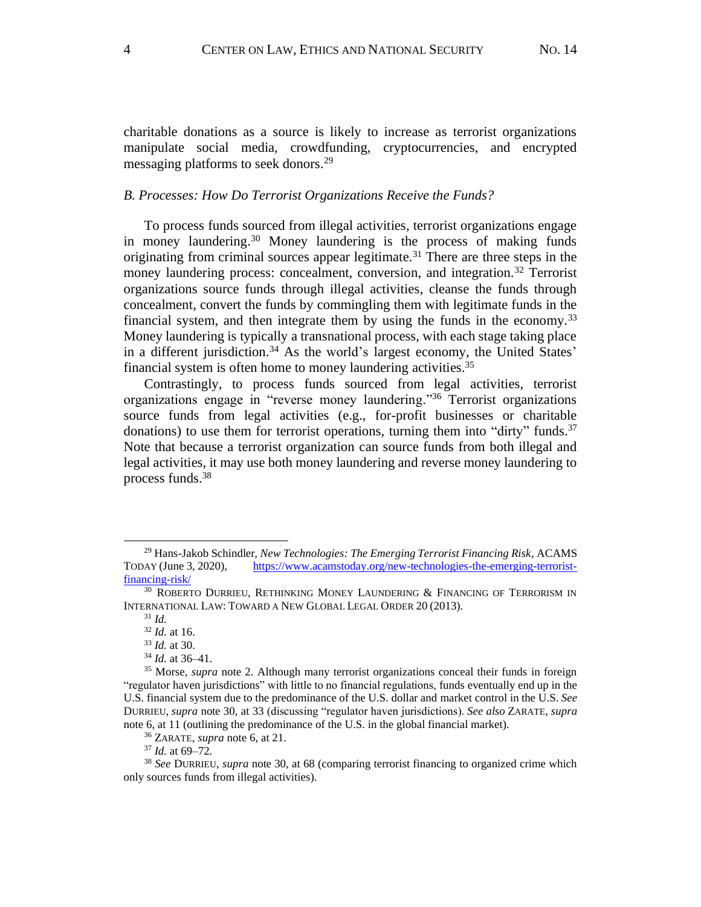charitable donations as a source is likely to increase as terrorist organizations manipulate social media, crowdfunding, cryptocurrencies, and encrypted messaging platforms to seek donors.[29]

### *B. Processes: How Do Terrorist Organizations Receive the Funds?*

To process funds sourced from illegal activities, terrorist organizations engage in money laundering.[30] Money laundering is the process of making funds originating from criminal sources appear legitimate.[31] There are three steps in the money laundering process: concealment, conversion, and integration.[32] Terrorist organizations source funds through illegal activities, cleanse the funds through concealment, convert the funds by commingling them with legitimate funds in the financial system, and then integrate them by using the funds in the economy.[33] Money laundering is typically a transnational process, with each stage taking place in a different jurisdiction.[34] As the world's largest economy, the United States' financial system is often home to money laundering activities.[35]

Contrastingly, to process funds sourced from legal activities, terrorist organizations engage in "reverse money laundering."[36] Terrorist organizations source funds from legal activities (e.g., for-profit businesses or charitable donations) to use them for terrorist operations, turning them into "dirty" funds.[37] Note that because a terrorist organization can source funds from both illegal and legal activities, it may use both money laundering and reverse money laundering to process funds.[38]

---

[29] Hans-Jakob Schindler, *New Technologies: The Emerging Terrorist Financing Risk*, ACAMS TODAY (June 3, 2020), https://www.acamstoday.org/new-technologies-the-emerging-terrorist-financing-risk/

[30] ROBERTO DURRIEU, RETHINKING MONEY LAUNDERING & FINANCING OF TERRORISM IN INTERNATIONAL LAW: TOWARD A NEW GLOBAL LEGAL ORDER 20 (2013).

[31] *Id.*

[32] *Id.* at 16.

[33] *Id.* at 30.

[34] *Id.* at 36–41.

[35] Morse, *supra* note 2. Although many terrorist organizations conceal their funds in foreign "regulator haven jurisdictions" with little to no financial regulations, funds eventually end up in the U.S. financial system due to the predominance of the U.S. dollar and market control in the U.S. *See* DURRIEU, *supra* note 30, at 33 (discussing "regulator haven jurisdictions). *See also* ZARATE, *supra* note 6, at 11 (outlining the predominance of the U.S. in the global financial market).

[36] ZARATE, *supra* note 6, at 21.

[37] *Id.* at 69–72.

[38] *See* DURRIEU, *supra* note 30, at 68 (comparing terrorist financing to organized crime which only sources funds from illegal activities).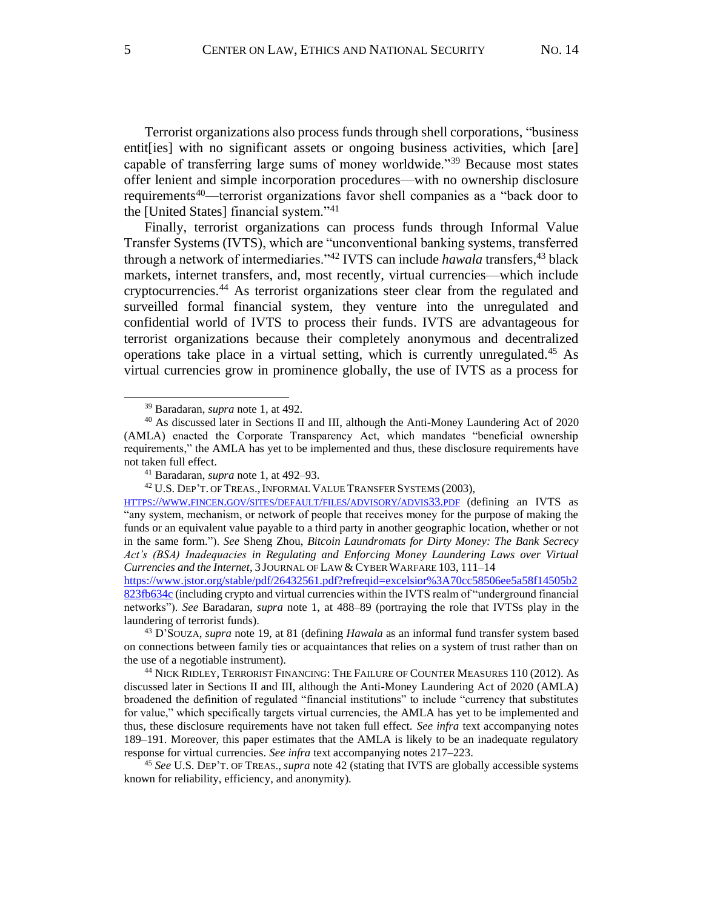Terrorist organizations also process funds through shell corporations, "business entit[ies] with no significant assets or ongoing business activities, which [are] capable of transferring large sums of money worldwide."[39] Because most states offer lenient and simple incorporation procedures—with no ownership disclosure requirements[40]—terrorist organizations favor shell companies as a "back door to the [United States] financial system."[41]

Finally, terrorist organizations can process funds through Informal Value Transfer Systems (IVTS), which are "unconventional banking systems, transferred through a network of intermediaries."[42] IVTS can include *hawala* transfers,[43] black markets, internet transfers, and, most recently, virtual currencies—which include cryptocurrencies.[44] As terrorist organizations steer clear from the regulated and surveilled formal financial system, they venture into the unregulated and confidential world of IVTS to process their funds. IVTS are advantageous for terrorist organizations because their completely anonymous and decentralized operations take place in a virtual setting, which is currently unregulated.[45] As virtual currencies grow in prominence globally, the use of IVTS as a process for

---

[39] Baradaran, *supra* note 1, at 492.

[40] As discussed later in Sections II and III, although the Anti-Money Laundering Act of 2020 (AMLA) enacted the Corporate Transparency Act, which mandates "beneficial ownership requirements," the AMLA has yet to be implemented and thus, these disclosure requirements have not taken full effect.

[41] Baradaran, *supra* note 1, at 492–93.

[42] U.S. DEP'T. OF TREAS., INFORMAL VALUE TRANSFER SYSTEMS (2003), HTTPS://WWW.FINCEN.GOV/SITES/DEFAULT/FILES/ADVISORY/ADVIS33.PDF (defining an IVTS as "any system, mechanism, or network of people that receives money for the purpose of making the funds or an equivalent value payable to a third party in another geographic location, whether or not in the same form."). *See* Sheng Zhou, *Bitcoin Laundromats for Dirty Money: The Bank Secrecy Act's (BSA) Inadequacies in Regulating and Enforcing Money Laundering Laws over Virtual Currencies and the Internet*, 3 JOURNAL OF LAW & CYBER WARFARE 103, 111–14 https://www.jstor.org/stable/pdf/26432561.pdf?refreqid=excelsior%3A70cc58506ee5a58f14505b2823fb634c (including crypto and virtual currencies within the IVTS realm of "underground financial networks"). *See* Baradaran, *supra* note 1, at 488–89 (portraying the role that IVTSs play in the laundering of terrorist funds).

[43] D'SOUZA, *supra* note 19, at 81 (defining *Hawala* as an informal fund transfer system based on connections between family ties or acquaintances that relies on a system of trust rather than on the use of a negotiable instrument).

[44] NICK RIDLEY, TERRORIST FINANCING: THE FAILURE OF COUNTER MEASURES 110 (2012). As discussed later in Sections II and III, although the Anti-Money Laundering Act of 2020 (AMLA) broadened the definition of regulated "financial institutions" to include "currency that substitutes for value," which specifically targets virtual currencies, the AMLA has yet to be implemented and thus, these disclosure requirements have not taken full effect. *See infra* text accompanying notes 189–191. Moreover, this paper estimates that the AMLA is likely to be an inadequate regulatory response for virtual currencies. *See infra* text accompanying notes 217–223.

[45] *See* U.S. DEP'T. OF TREAS., *supra* note 42 (stating that IVTS are globally accessible systems known for reliability, efficiency, and anonymity).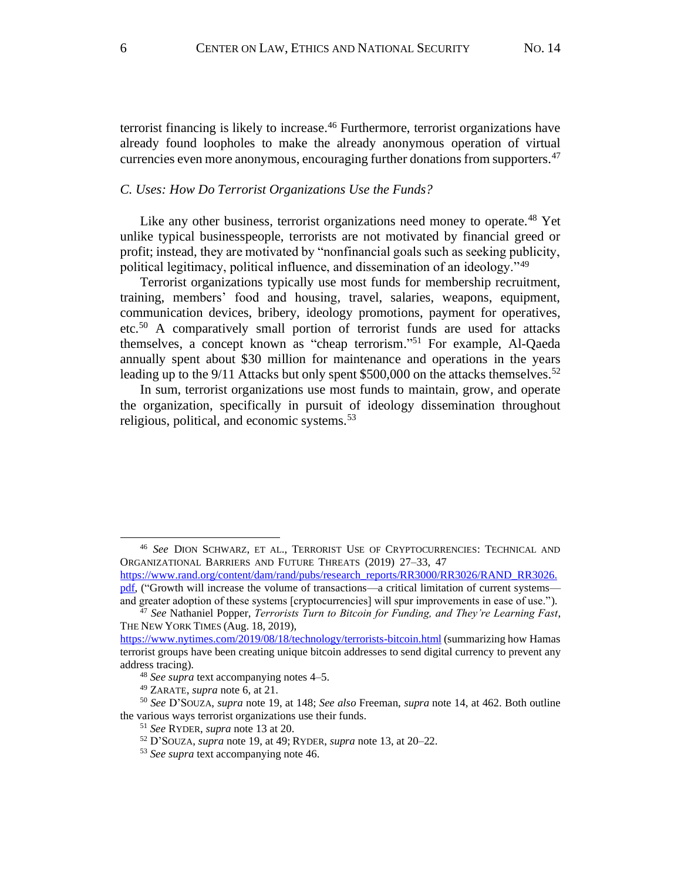terrorist financing is likely to increase.[46] Furthermore, terrorist organizations have already found loopholes to make the already anonymous operation of virtual currencies even more anonymous, encouraging further donations from supporters.[47]

### *C. Uses: How Do Terrorist Organizations Use the Funds?*

Like any other business, terrorist organizations need money to operate.[48] Yet unlike typical businesspeople, terrorists are not motivated by financial greed or profit; instead, they are motivated by "nonfinancial goals such as seeking publicity, political legitimacy, political influence, and dissemination of an ideology."[49]

Terrorist organizations typically use most funds for membership recruitment, training, members' food and housing, travel, salaries, weapons, equipment, communication devices, bribery, ideology promotions, payment for operatives, etc.[50] A comparatively small portion of terrorist funds are used for attacks themselves, a concept known as "cheap terrorism."[51] For example, Al-Qaeda annually spent about $30 million for maintenance and operations in the years leading up to the 9/11 Attacks but only spent $500,000 on the attacks themselves.[52]

In sum, terrorist organizations use most funds to maintain, grow, and operate the organization, specifically in pursuit of ideology dissemination throughout religious, political, and economic systems.[53]

---

[46] *See* DION SCHWARZ, ET AL., TERRORIST USE OF CRYPTOCURRENCIES: TECHNICAL AND ORGANIZATIONAL BARRIERS AND FUTURE THREATS (2019) 27–33, 47 https://www.rand.org/content/dam/rand/pubs/research_reports/RR3000/RR3026/RAND_RR3026.pdf, ("Growth will increase the volume of transactions—a critical limitation of current systems—and greater adoption of these systems [cryptocurrencies] will spur improvements in ease of use.").

[47] *See* Nathaniel Popper, *Terrorists Turn to Bitcoin for Funding, and They're Learning Fast*, THE NEW YORK TIMES (Aug. 18, 2019), https://www.nytimes.com/2019/08/18/technology/terrorists-bitcoin.html (summarizing how Hamas terrorist groups have been creating unique bitcoin addresses to send digital currency to prevent any address tracing).

[48] *See supra* text accompanying notes 4–5.

[49] ZARATE, *supra* note 6, at 21.

[50] *See* D'SOUZA, *supra* note 19, at 148; *See also* Freeman, *supra* note 14, at 462. Both outline the various ways terrorist organizations use their funds.

[51] *See* RYDER, *supra* note 13 at 20.

[52] D'SOUZA, *supra* note 19, at 49; RYDER, *supra* note 13, at 20–22.

[53] *See supra* text accompanying note 46.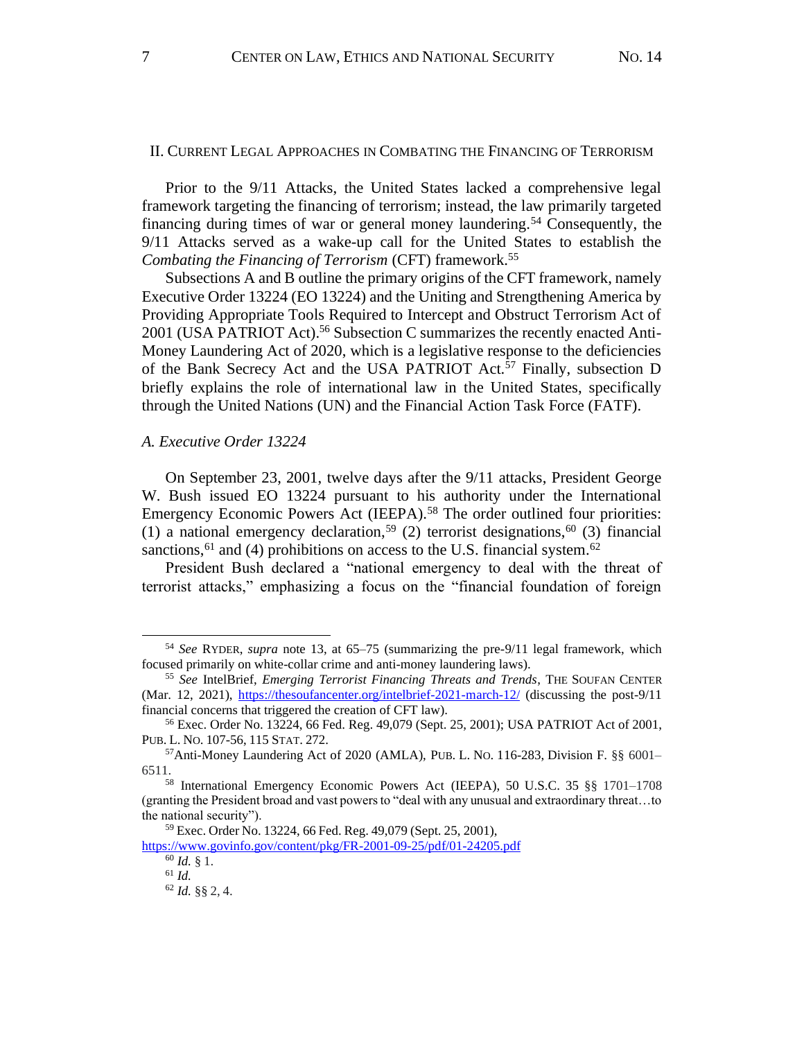## II. Current Legal Approaches in Combating the Financing of Terrorism

Prior to the 9/11 Attacks, the United States lacked a comprehensive legal framework targeting the financing of terrorism; instead, the law primarily targeted financing during times of war or general money laundering.[54] Consequently, the 9/11 Attacks served as a wake-up call for the United States to establish the *Combating the Financing of Terrorism* (CFT) framework.[55]

Subsections A and B outline the primary origins of the CFT framework, namely Executive Order 13224 (EO 13224) and the Uniting and Strengthening America by Providing Appropriate Tools Required to Intercept and Obstruct Terrorism Act of 2001 (USA PATRIOT Act).[56] Subsection C summarizes the recently enacted Anti-Money Laundering Act of 2020, which is a legislative response to the deficiencies of the Bank Secrecy Act and the USA PATRIOT Act.[57] Finally, subsection D briefly explains the role of international law in the United States, specifically through the United Nations (UN) and the Financial Action Task Force (FATF).

### *A. Executive Order 13224*

On September 23, 2001, twelve days after the 9/11 attacks, President George W. Bush issued EO 13224 pursuant to his authority under the International Emergency Economic Powers Act (IEEPA).[58] The order outlined four priorities: (1) a national emergency declaration,[59] (2) terrorist designations,[60] (3) financial sanctions,[61] and (4) prohibitions on access to the U.S. financial system.[62]

President Bush declared a "national emergency to deal with the threat of terrorist attacks," emphasizing a focus on the "financial foundation of foreign

---

[54] *See* Ryder, *supra* note 13, at 65–75 (summarizing the pre-9/11 legal framework, which focused primarily on white-collar crime and anti-money laundering laws).

[55] *See* IntelBrief, *Emerging Terrorist Financing Threats and Trends*, The Soufan Center (Mar. 12, 2021), https://thesoufancenter.org/intelbrief-2021-march-12/ (discussing the post-9/11 financial concerns that triggered the creation of CFT law).

[56] Exec. Order No. 13224, 66 Fed. Reg. 49,079 (Sept. 25, 2001); USA PATRIOT Act of 2001, Pub. L. No. 107-56, 115 Stat. 272.

[57] Anti-Money Laundering Act of 2020 (AMLA), Pub. L. No. 116-283, Division F. §§ 6001–6511.

[58] International Emergency Economic Powers Act (IEEPA), 50 U.S.C. 35 §§ 1701–1708 (granting the President broad and vast powers to "deal with any unusual and extraordinary threat…to the national security").

[59] Exec. Order No. 13224, 66 Fed. Reg. 49,079 (Sept. 25, 2001), https://www.govinfo.gov/content/pkg/FR-2001-09-25/pdf/01-24205.pdf

[60] *Id.* § 1.

[61] *Id.*

[62] *Id.* §§ 2, 4.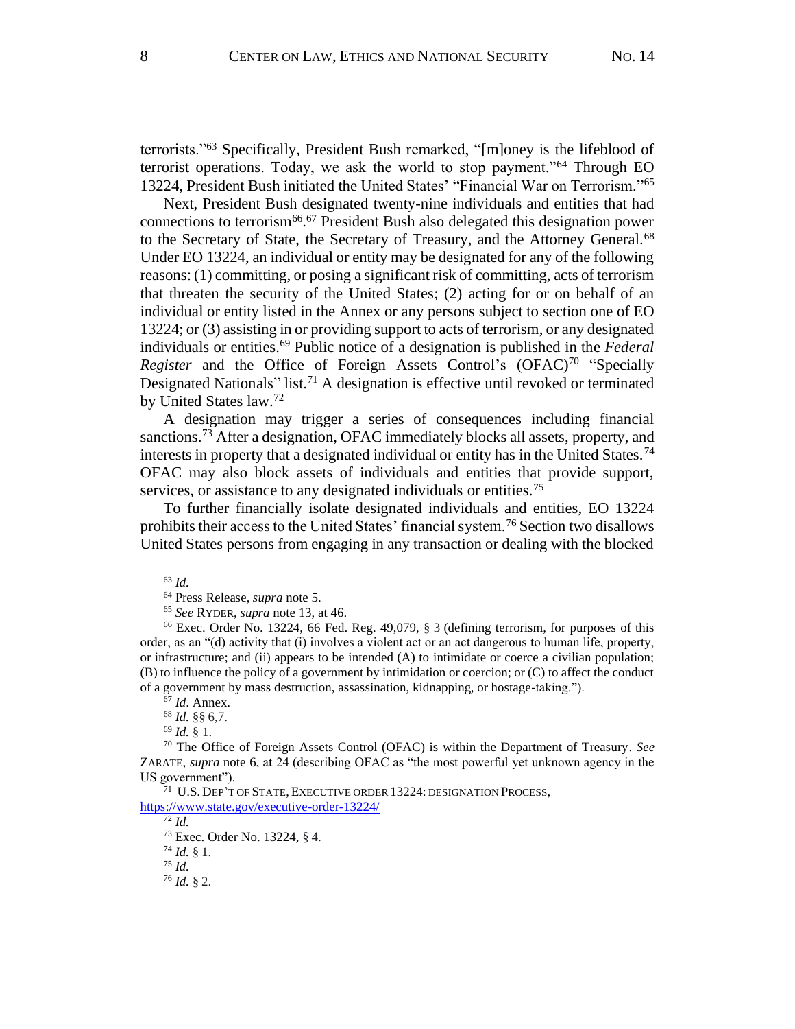terrorists."[63] Specifically, President Bush remarked, "[m]oney is the lifeblood of terrorist operations. Today, we ask the world to stop payment."[64] Through EO 13224, President Bush initiated the United States' "Financial War on Terrorism."[65]

Next, President Bush designated twenty-nine individuals and entities that had connections to terrorism[66].[67] President Bush also delegated this designation power to the Secretary of State, the Secretary of Treasury, and the Attorney General.[68] Under EO 13224, an individual or entity may be designated for any of the following reasons: (1) committing, or posing a significant risk of committing, acts of terrorism that threaten the security of the United States; (2) acting for or on behalf of an individual or entity listed in the Annex or any persons subject to section one of EO 13224; or (3) assisting in or providing support to acts of terrorism, or any designated individuals or entities.[69] Public notice of a designation is published in the *Federal Register* and the Office of Foreign Assets Control's (OFAC)[70] "Specially Designated Nationals" list.[71] A designation is effective until revoked or terminated by United States law.[72]

A designation may trigger a series of consequences including financial sanctions.[73] After a designation, OFAC immediately blocks all assets, property, and interests in property that a designated individual or entity has in the United States.[74] OFAC may also block assets of individuals and entities that provide support, services, or assistance to any designated individuals or entities.[75]

To further financially isolate designated individuals and entities, EO 13224 prohibits their access to the United States' financial system.[76] Section two disallows United States persons from engaging in any transaction or dealing with the blocked

---

[63] *Id.*

[64] Press Release, *supra* note 5.

[65] *See* RYDER, *supra* note 13, at 46.

[66] Exec. Order No. 13224, 66 Fed. Reg. 49,079, § 3 (defining terrorism, for purposes of this order, as an "(d) activity that (i) involves a violent act or an act dangerous to human life, property, or infrastructure; and (ii) appears to be intended (A) to intimidate or coerce a civilian population; (B) to influence the policy of a government by intimidation or coercion; or (C) to affect the conduct of a government by mass destruction, assassination, kidnapping, or hostage-taking.").

[67] *Id*. Annex.

[68] *Id.* §§ 6,7.

[69] *Id.* § 1.

[70] The Office of Foreign Assets Control (OFAC) is within the Department of Treasury. *See* ZARATE, *supra* note 6, at 24 (describing OFAC as "the most powerful yet unknown agency in the US government").

[71] U.S. DEP'T OF STATE, EXECUTIVE ORDER 13224: DESIGNATION PROCESS, https://www.state.gov/executive-order-13224/

[72] *Id.*

[73] Exec. Order No. 13224, § 4.

[74] *Id.* § 1.

[75] *Id.*

[76] *Id.* § 2.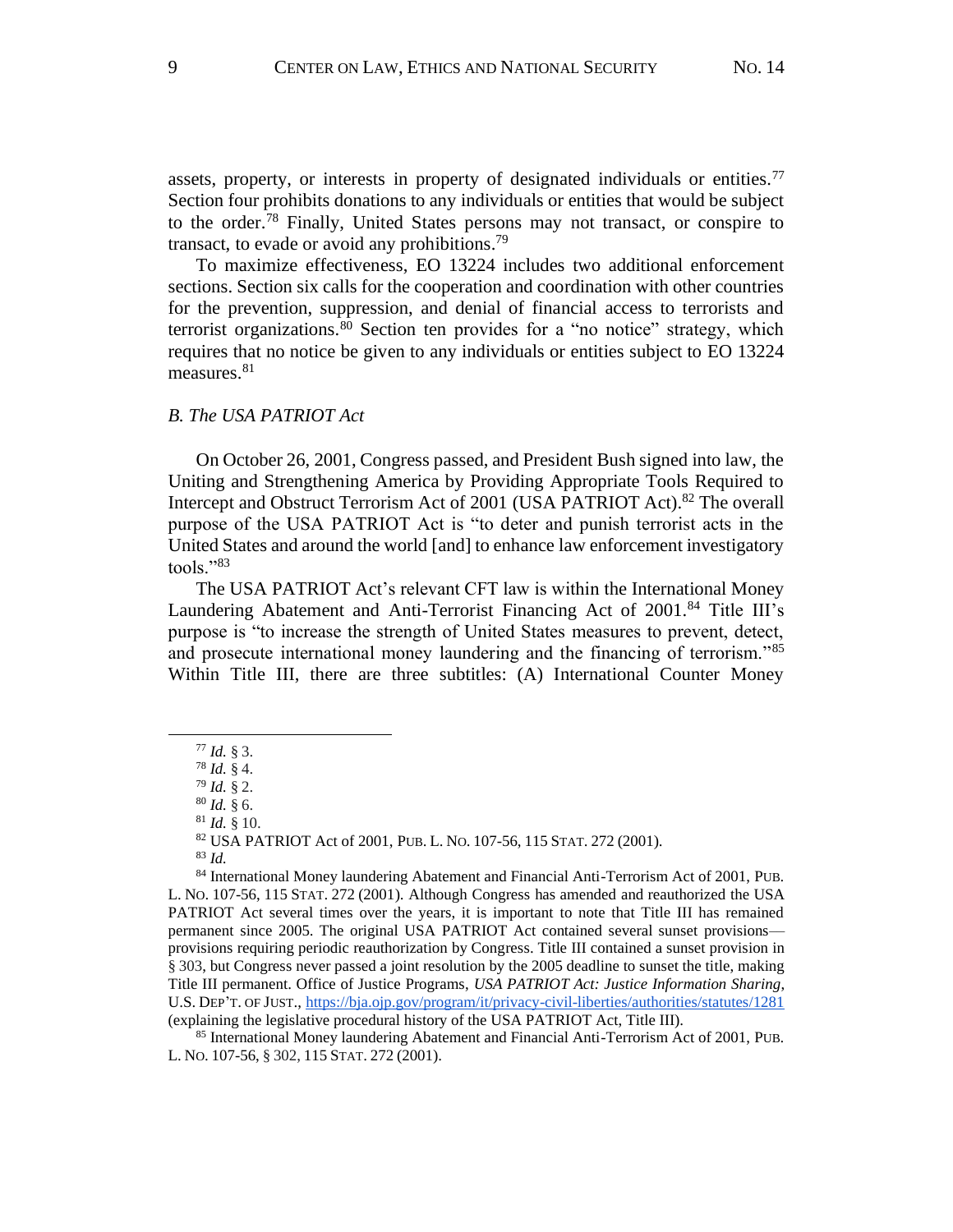assets, property, or interests in property of designated individuals or entities.[77] Section four prohibits donations to any individuals or entities that would be subject to the order.[78] Finally, United States persons may not transact, or conspire to transact, to evade or avoid any prohibitions.[79]

To maximize effectiveness, EO 13224 includes two additional enforcement sections. Section six calls for the cooperation and coordination with other countries for the prevention, suppression, and denial of financial access to terrorists and terrorist organizations.[80] Section ten provides for a "no notice" strategy, which requires that no notice be given to any individuals or entities subject to EO 13224 measures.[81]

### *B. The USA PATRIOT Act*

On October 26, 2001, Congress passed, and President Bush signed into law, the Uniting and Strengthening America by Providing Appropriate Tools Required to Intercept and Obstruct Terrorism Act of 2001 (USA PATRIOT Act).[82] The overall purpose of the USA PATRIOT Act is "to deter and punish terrorist acts in the United States and around the world [and] to enhance law enforcement investigatory tools."[83]

The USA PATRIOT Act's relevant CFT law is within the International Money Laundering Abatement and Anti-Terrorist Financing Act of 2001.[84] Title III's purpose is "to increase the strength of United States measures to prevent, detect, and prosecute international money laundering and the financing of terrorism."[85] Within Title III, there are three subtitles: (A) International Counter Money

---

[77] *Id.* § 3.

[78] *Id.* § 4.

[79] *Id.* § 2.

[80] *Id.* § 6.

[81] *Id.* § 10.

[82] USA PATRIOT Act of 2001, PUB. L. NO. 107-56, 115 STAT. 272 (2001).

[83] *Id.*

[84] International Money laundering Abatement and Financial Anti-Terrorism Act of 2001, PUB. L. NO. 107-56, 115 STAT. 272 (2001). Although Congress has amended and reauthorized the USA PATRIOT Act several times over the years, it is important to note that Title III has remained permanent since 2005. The original USA PATRIOT Act contained several sunset provisions—provisions requiring periodic reauthorization by Congress. Title III contained a sunset provision in § 303, but Congress never passed a joint resolution by the 2005 deadline to sunset the title, making Title III permanent. Office of Justice Programs, *USA PATRIOT Act: Justice Information Sharing*, U.S. DEP'T. OF JUST., https://bja.ojp.gov/program/it/privacy-civil-liberties/authorities/statutes/1281 (explaining the legislative procedural history of the USA PATRIOT Act, Title III).

[85] International Money laundering Abatement and Financial Anti-Terrorism Act of 2001, PUB. L. NO. 107-56, § 302, 115 STAT. 272 (2001).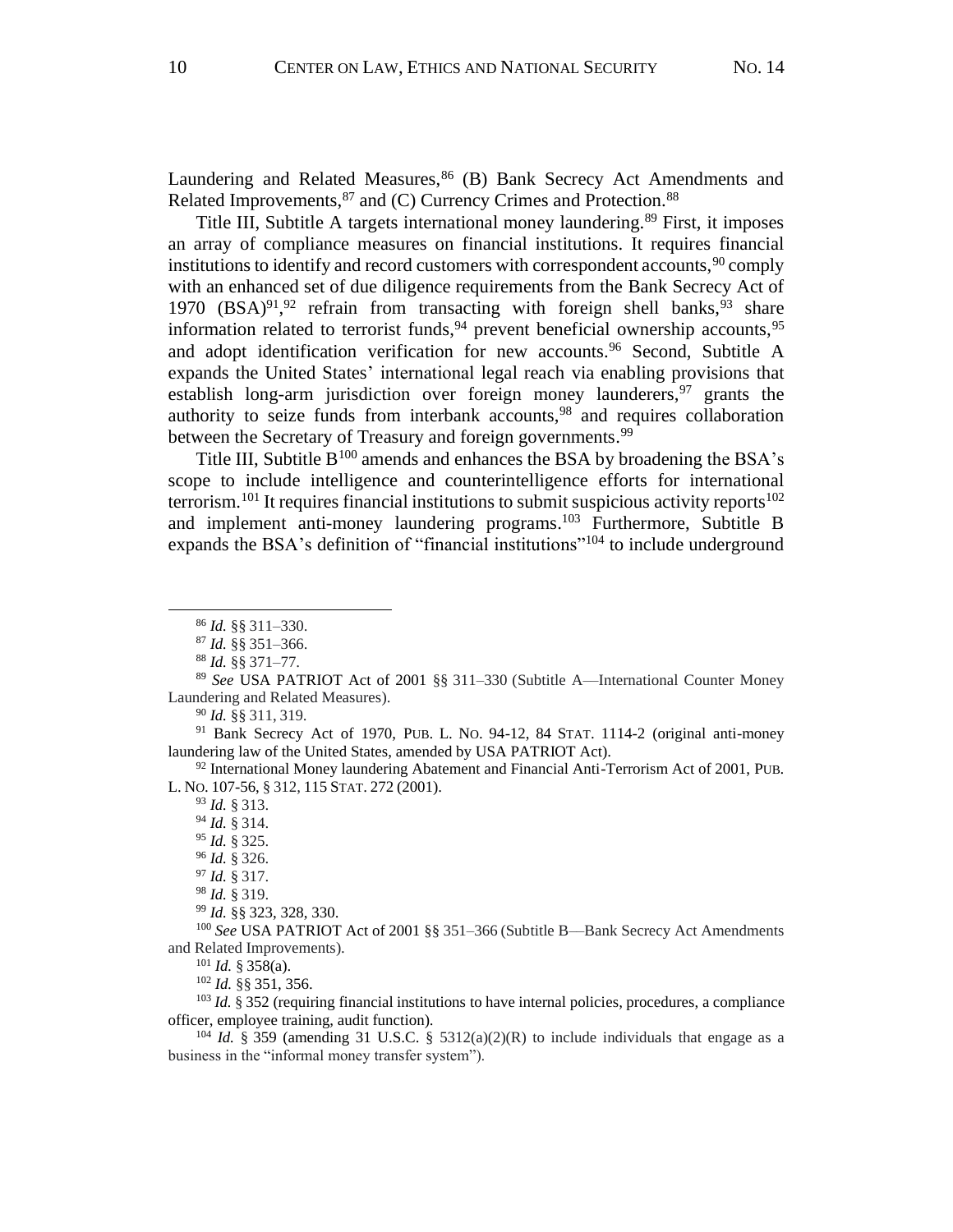Laundering and Related Measures,[86] (B) Bank Secrecy Act Amendments and Related Improvements,[87] and (C) Currency Crimes and Protection.[88]

Title III, Subtitle A targets international money laundering.[89] First, it imposes an array of compliance measures on financial institutions. It requires financial institutions to identify and record customers with correspondent accounts,[90] comply with an enhanced set of due diligence requirements from the Bank Secrecy Act of 1970 (BSA)[91],[92] refrain from transacting with foreign shell banks,[93] share information related to terrorist funds,[94] prevent beneficial ownership accounts,[95] and adopt identification verification for new accounts.[96] Second, Subtitle A expands the United States' international legal reach via enabling provisions that establish long-arm jurisdiction over foreign money launderers,[97] grants the authority to seize funds from interbank accounts,[98] and requires collaboration between the Secretary of Treasury and foreign governments.[99]

Title III, Subtitle B[100] amends and enhances the BSA by broadening the BSA's scope to include intelligence and counterintelligence efforts for international terrorism.[101] It requires financial institutions to submit suspicious activity reports[102] and implement anti-money laundering programs.[103] Furthermore, Subtitle B expands the BSA's definition of "financial institutions"[104] to include underground

---

[86] *Id.* §§ 311–330.

[87] *Id.* §§ 351–366.

[88] *Id.* §§ 371–77.

[89] *See* USA PATRIOT Act of 2001 §§ 311–330 (Subtitle A—International Counter Money Laundering and Related Measures).

[90] *Id.* §§ 311, 319.

[91] Bank Secrecy Act of 1970, PUB. L. NO. 94-12, 84 STAT. 1114-2 (original anti-money laundering law of the United States, amended by USA PATRIOT Act).

[92] International Money laundering Abatement and Financial Anti-Terrorism Act of 2001, PUB. L. NO. 107-56, § 312, 115 STAT. 272 (2001).

[93] *Id.* § 313.

[94] *Id.* § 314.

[95] *Id.* § 325.

[96] *Id.* § 326.

[97] *Id.* § 317.

[98] *Id.* § 319.

[99] *Id.* §§ 323, 328, 330.

[100] *See* USA PATRIOT Act of 2001 §§ 351–366 (Subtitle B—Bank Secrecy Act Amendments and Related Improvements).

[101] *Id.* § 358(a).

[102] *Id.* §§ 351, 356.

[103] *Id.* § 352 (requiring financial institutions to have internal policies, procedures, a compliance officer, employee training, audit function).

[104] *Id.* § 359 (amending 31 U.S.C. § 5312(a)(2)(R) to include individuals that engage as a business in the "informal money transfer system").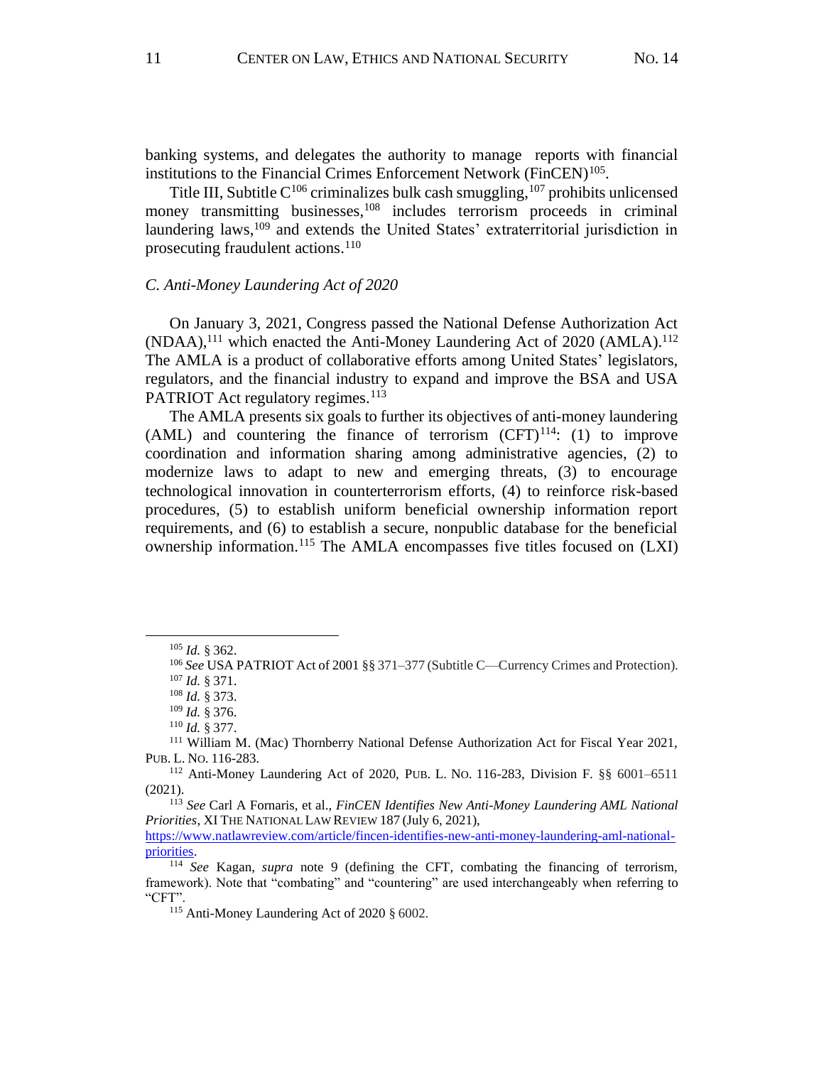banking systems, and delegates the authority to manage reports with financial institutions to the Financial Crimes Enforcement Network (FinCEN)[105].

Title III, Subtitle C[106] criminalizes bulk cash smuggling,[107] prohibits unlicensed money transmitting businesses,[108] includes terrorism proceeds in criminal laundering laws,[109] and extends the United States' extraterritorial jurisdiction in prosecuting fraudulent actions.[110]

### *C. Anti-Money Laundering Act of 2020*

On January 3, 2021, Congress passed the National Defense Authorization Act (NDAA),[111] which enacted the Anti-Money Laundering Act of 2020 (AMLA).[112] The AMLA is a product of collaborative efforts among United States' legislators, regulators, and the financial industry to expand and improve the BSA and USA PATRIOT Act regulatory regimes.[113]

The AMLA presents six goals to further its objectives of anti-money laundering (AML) and countering the finance of terrorism (CFT)[114]: (1) to improve coordination and information sharing among administrative agencies, (2) to modernize laws to adapt to new and emerging threats, (3) to encourage technological innovation in counterterrorism efforts, (4) to reinforce risk-based procedures, (5) to establish uniform beneficial ownership information report requirements, and (6) to establish a secure, nonpublic database for the beneficial ownership information.[115] The AMLA encompasses five titles focused on (LXI)

---

[105] *Id.* § 362.

[106] *See* USA PATRIOT Act of 2001 §§ 371–377 (Subtitle C—Currency Crimes and Protection).

[107] *Id.* § 371.

[108] *Id.* § 373.

[109] *Id.* § 376.

[110] *Id.* § 377.

[111] William M. (Mac) Thornberry National Defense Authorization Act for Fiscal Year 2021, PUB. L. NO. 116-283.

[112] Anti-Money Laundering Act of 2020, PUB. L. NO. 116-283, Division F. §§ 6001–6511 (2021).

[113] *See* Carl A Fornaris, et al., *FinCEN Identifies New Anti-Money Laundering AML National Priorities*, XI THE NATIONAL LAW REVIEW 187 (July 6, 2021), https://www.natlawreview.com/article/fincen-identifies-new-anti-money-laundering-aml-national-priorities.

[114] *See* Kagan, *supra* note 9 (defining the CFT, combating the financing of terrorism, framework). Note that "combating" and "countering" are used interchangeably when referring to "CFT".

[115] Anti-Money Laundering Act of 2020 § 6002.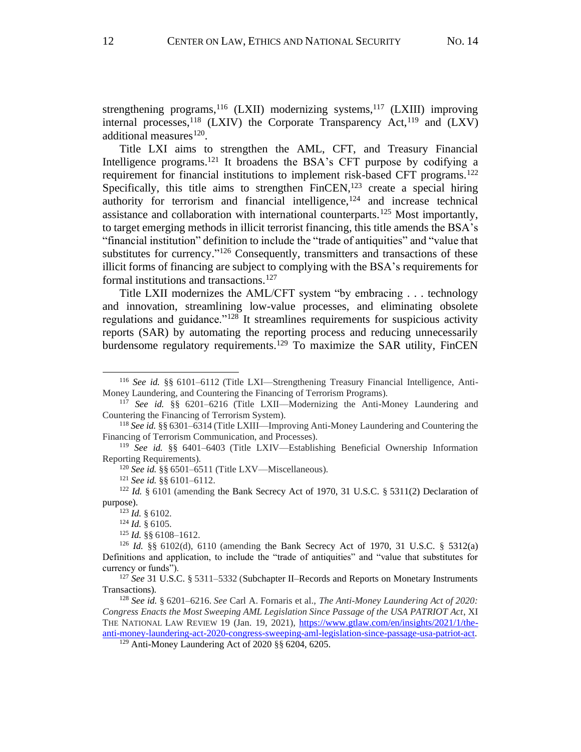strengthening programs,[116] (LXII) modernizing systems,[117] (LXIII) improving internal processes,[118] (LXIV) the Corporate Transparency Act,[119] and (LXV) additional measures[120].

Title LXI aims to strengthen the AML, CFT, and Treasury Financial Intelligence programs.[121] It broadens the BSA's CFT purpose by codifying a requirement for financial institutions to implement risk-based CFT programs.[122] Specifically, this title aims to strengthen FinCEN,[123] create a special hiring authority for terrorism and financial intelligence,[124] and increase technical assistance and collaboration with international counterparts.[125] Most importantly, to target emerging methods in illicit terrorist financing, this title amends the BSA's "financial institution" definition to include the "trade of antiquities" and "value that substitutes for currency."[126] Consequently, transmitters and transactions of these illicit forms of financing are subject to complying with the BSA's requirements for formal institutions and transactions.[127]

Title LXII modernizes the AML/CFT system "by embracing . . . technology and innovation, streamlining low-value processes, and eliminating obsolete regulations and guidance."[128] It streamlines requirements for suspicious activity reports (SAR) by automating the reporting process and reducing unnecessarily burdensome regulatory requirements.[129] To maximize the SAR utility, FinCEN

---

[116] *See id.* §§ 6101–6112 (Title LXI—Strengthening Treasury Financial Intelligence, Anti-Money Laundering, and Countering the Financing of Terrorism Programs).

[117] *See id.* §§ 6201–6216 (Title LXII—Modernizing the Anti-Money Laundering and Countering the Financing of Terrorism System).

[118] *See id.* §§ 6301–6314 (Title LXIII—Improving Anti-Money Laundering and Countering the Financing of Terrorism Communication, and Processes).

[119] *See id.* §§ 6401–6403 (Title LXIV—Establishing Beneficial Ownership Information Reporting Requirements).

[120] *See id.* §§ 6501–6511 (Title LXV—Miscellaneous).

[121] *See id.* §§ 6101–6112.

[122] *Id.* § 6101 (amending the Bank Secrecy Act of 1970, 31 U.S.C. § 5311(2) Declaration of purpose).

[123] *Id.* § 6102.

[124] *Id.* § 6105.

[125] *Id.* §§ 6108–1612.

[126] *Id.* §§ 6102(d), 6110 (amending the Bank Secrecy Act of 1970, 31 U.S.C. § 5312(a) Definitions and application, to include the "trade of antiquities" and "value that substitutes for currency or funds").

[127] *See* 31 U.S.C. § 5311–5332 (Subchapter II–Records and Reports on Monetary Instruments Transactions).

[128] *See id.* § 6201–6216. *See* Carl A. Fornaris et al., *The Anti-Money Laundering Act of 2020: Congress Enacts the Most Sweeping AML Legislation Since Passage of the USA PATRIOT Act*, XI THE NATIONAL LAW REVIEW 19 (Jan. 19, 2021), https://www.gtlaw.com/en/insights/2021/1/the-anti-money-laundering-act-2020-congress-sweeping-aml-legislation-since-passage-usa-patriot-act.

[129] Anti-Money Laundering Act of 2020 §§ 6204, 6205.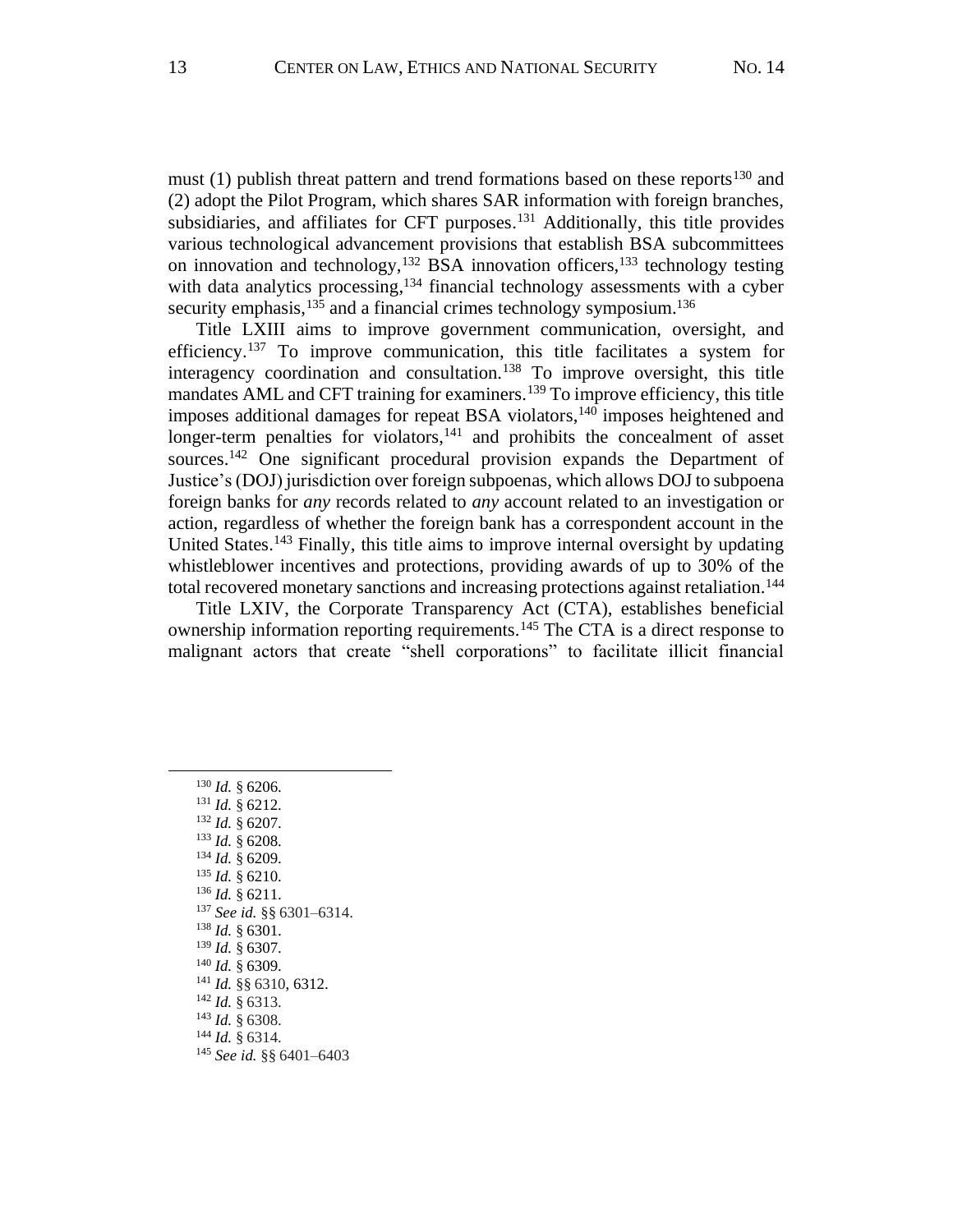must (1) publish threat pattern and trend formations based on these reports[130] and (2) adopt the Pilot Program, which shares SAR information with foreign branches, subsidiaries, and affiliates for CFT purposes.[131] Additionally, this title provides various technological advancement provisions that establish BSA subcommittees on innovation and technology,[132] BSA innovation officers,[133] technology testing with data analytics processing,[134] financial technology assessments with a cyber security emphasis,[135] and a financial crimes technology symposium.[136]

Title LXIII aims to improve government communication, oversight, and efficiency.[137] To improve communication, this title facilitates a system for interagency coordination and consultation.[138] To improve oversight, this title mandates AML and CFT training for examiners.[139] To improve efficiency, this title imposes additional damages for repeat BSA violators,[140] imposes heightened and longer-term penalties for violators,[141] and prohibits the concealment of asset sources.[142] One significant procedural provision expands the Department of Justice's (DOJ) jurisdiction over foreign subpoenas, which allows DOJ to subpoena foreign banks for *any* records related to *any* account related to an investigation or action, regardless of whether the foreign bank has a correspondent account in the United States.[143] Finally, this title aims to improve internal oversight by updating whistleblower incentives and protections, providing awards of up to 30% of the total recovered monetary sanctions and increasing protections against retaliation.[144]

Title LXIV, the Corporate Transparency Act (CTA), establishes beneficial ownership information reporting requirements.[145] The CTA is a direct response to malignant actors that create "shell corporations" to facilitate illicit financial

---

[130] *Id.* § 6206.
[131] *Id.* § 6212.
[132] *Id.* § 6207.
[133] *Id.* § 6208.
[134] *Id.* § 6209.
[135] *Id.* § 6210.
[136] *Id.* § 6211.
[137] *See id.* §§ 6301–6314.
[138] *Id.* § 6301.
[139] *Id.* § 6307.
[140] *Id.* § 6309.
[141] *Id.* §§ 6310, 6312.
[142] *Id.* § 6313.
[143] *Id.* § 6308.
[144] *Id.* § 6314.
[145] *See id.* §§ 6401–6403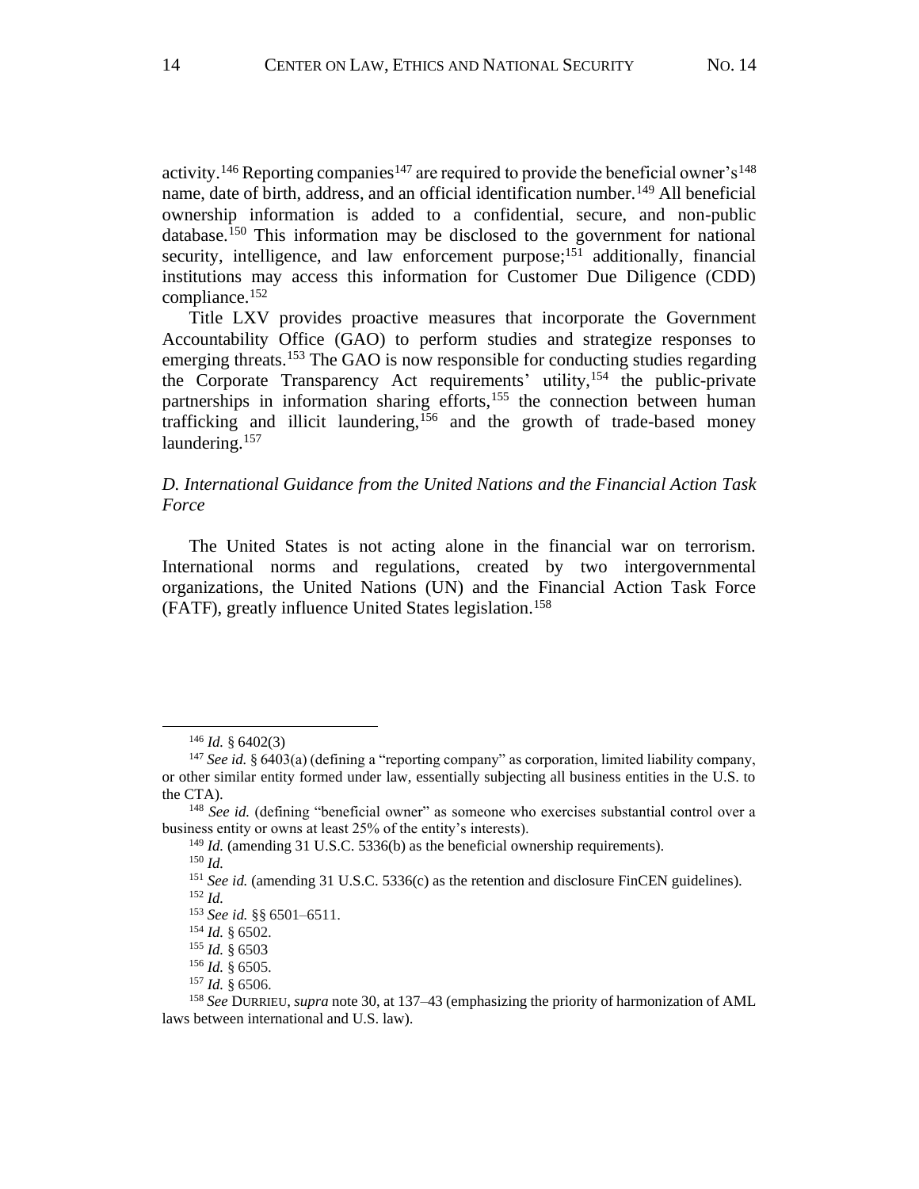activity.[146] Reporting companies[147] are required to provide the beneficial owner's[148] name, date of birth, address, and an official identification number.[149] All beneficial ownership information is added to a confidential, secure, and non-public database.[150] This information may be disclosed to the government for national security, intelligence, and law enforcement purpose;[151] additionally, financial institutions may access this information for Customer Due Diligence (CDD) compliance.[152]

Title LXV provides proactive measures that incorporate the Government Accountability Office (GAO) to perform studies and strategize responses to emerging threats.[153] The GAO is now responsible for conducting studies regarding the Corporate Transparency Act requirements' utility,[154] the public-private partnerships in information sharing efforts,[155] the connection between human trafficking and illicit laundering,[156] and the growth of trade-based money laundering.[157]

### *D. International Guidance from the United Nations and the Financial Action Task Force*

The United States is not acting alone in the financial war on terrorism. International norms and regulations, created by two intergovernmental organizations, the United Nations (UN) and the Financial Action Task Force (FATF), greatly influence United States legislation.[158]

---

[146] *Id.* § 6402(3)

[147] *See id.* § 6403(a) (defining a "reporting company" as corporation, limited liability company, or other similar entity formed under law, essentially subjecting all business entities in the U.S. to the CTA).

[148] *See id.* (defining "beneficial owner" as someone who exercises substantial control over a business entity or owns at least 25% of the entity's interests).

[149] *Id.* (amending 31 U.S.C. 5336(b) as the beneficial ownership requirements).

[150] *Id.*

[151] *See id.* (amending 31 U.S.C. 5336(c) as the retention and disclosure FinCEN guidelines).

[152] *Id.*

[153] *See id.* §§ 6501–6511.

[154] *Id.* § 6502.

[155] *Id.* § 6503

[156] *Id.* § 6505.

[157] *Id.* § 6506.

[158] *See* DURRIEU, *supra* note 30, at 137–43 (emphasizing the priority of harmonization of AML laws between international and U.S. law).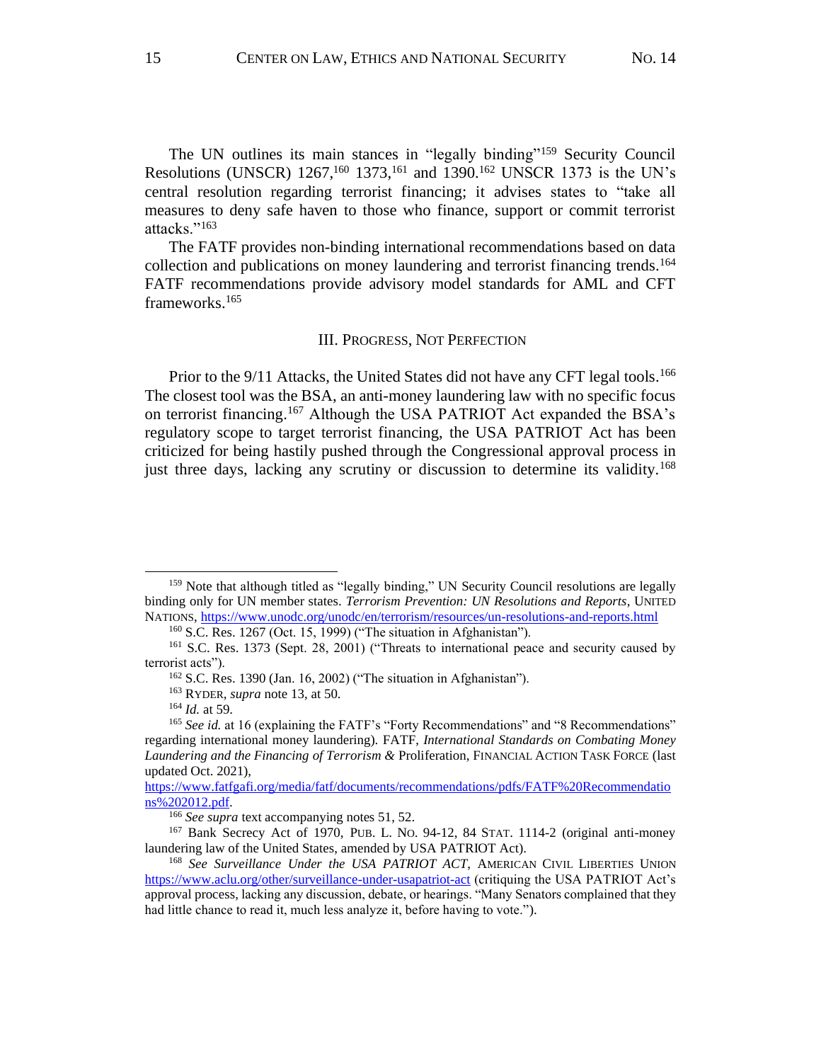The UN outlines its main stances in "legally binding"[159] Security Council Resolutions (UNSCR) 1267,[160] 1373,[161] and 1390.[162] UNSCR 1373 is the UN's central resolution regarding terrorist financing; it advises states to "take all measures to deny safe haven to those who finance, support or commit terrorist attacks."[163]

The FATF provides non-binding international recommendations based on data collection and publications on money laundering and terrorist financing trends.[164] FATF recommendations provide advisory model standards for AML and CFT frameworks.[165]

## III. Progress, Not Perfection

Prior to the 9/11 Attacks, the United States did not have any CFT legal tools.[166] The closest tool was the BSA, an anti-money laundering law with no specific focus on terrorist financing.[167] Although the USA PATRIOT Act expanded the BSA's regulatory scope to target terrorist financing, the USA PATRIOT Act has been criticized for being hastily pushed through the Congressional approval process in just three days, lacking any scrutiny or discussion to determine its validity.[168]

---

[159] Note that although titled as "legally binding," UN Security Council resolutions are legally binding only for UN member states. *Terrorism Prevention: UN Resolutions and Reports*, United Nations, https://www.unodc.org/unodc/en/terrorism/resources/un-resolutions-and-reports.html

[160] S.C. Res. 1267 (Oct. 15, 1999) ("The situation in Afghanistan").

[161] S.C. Res. 1373 (Sept. 28, 2001) ("Threats to international peace and security caused by terrorist acts").

[162] S.C. Res. 1390 (Jan. 16, 2002) ("The situation in Afghanistan").

[163] Ryder, *supra* note 13, at 50.

[164] *Id.* at 59.

[165] *See id.* at 16 (explaining the FATF's "Forty Recommendations" and "8 Recommendations" regarding international money laundering). FATF, *International Standards on Combating Money Laundering and the Financing of Terrorism &* Proliferation, Financial Action Task Force (last updated Oct. 2021), https://www.fatfgafi.org/media/fatf/documents/recommendations/pdfs/FATF%20Recommendations%202012.pdf.

[166] *See supra* text accompanying notes 51, 52.

[167] Bank Secrecy Act of 1970, Pub. L. No. 94-12, 84 Stat. 1114-2 (original anti-money laundering law of the United States, amended by USA PATRIOT Act).

[168] *See Surveillance Under the USA PATRIOT ACT*, American Civil Liberties Union https://www.aclu.org/other/surveillance-under-usapatriot-act (critiquing the USA PATRIOT Act's approval process, lacking any discussion, debate, or hearings. "Many Senators complained that they had little chance to read it, much less analyze it, before having to vote.").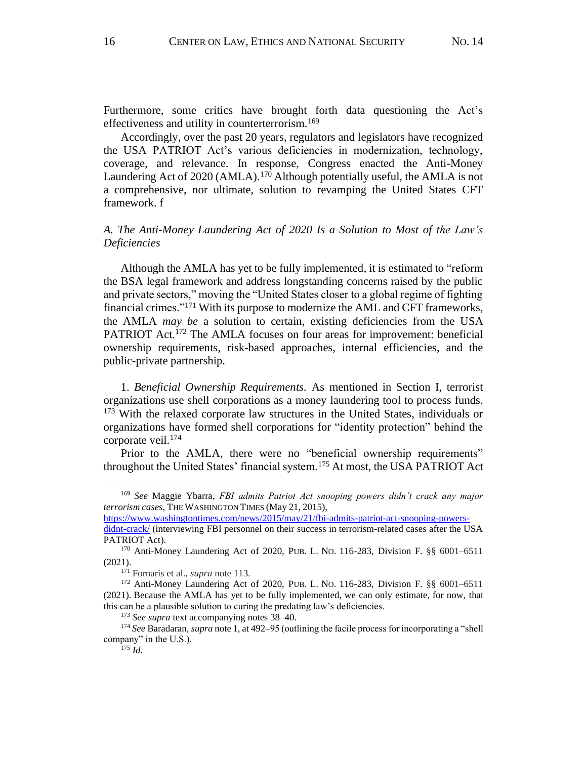Furthermore, some critics have brought forth data questioning the Act's effectiveness and utility in counterterrorism.[169]

Accordingly, over the past 20 years, regulators and legislators have recognized the USA PATRIOT Act's various deficiencies in modernization, technology, coverage, and relevance. In response, Congress enacted the Anti-Money Laundering Act of 2020 (AMLA).[170] Although potentially useful, the AMLA is not a comprehensive, nor ultimate, solution to revamping the United States CFT framework. f

*A. The Anti-Money Laundering Act of 2020 Is a Solution to Most of the Law's Deficiencies*

Although the AMLA has yet to be fully implemented, it is estimated to "reform the BSA legal framework and address longstanding concerns raised by the public and private sectors," moving the "United States closer to a global regime of fighting financial crimes."[171] With its purpose to modernize the AML and CFT frameworks, the AMLA *may be* a solution to certain, existing deficiencies from the USA PATRIOT Act.[172] The AMLA focuses on four areas for improvement: beneficial ownership requirements, risk-based approaches, internal efficiencies, and the public-private partnership.

1. *Beneficial Ownership Requirements*. As mentioned in Section I, terrorist organizations use shell corporations as a money laundering tool to process funds.[173] With the relaxed corporate law structures in the United States, individuals or organizations have formed shell corporations for "identity protection" behind the corporate veil.[174]

Prior to the AMLA, there were no "beneficial ownership requirements" throughout the United States' financial system.[175] At most, the USA PATRIOT Act

---

[169] *See* Maggie Ybarra, *FBI admits Patriot Act snooping powers didn't crack any major terrorism cases*, THE WASHINGTON TIMES (May 21, 2015), https://www.washingtontimes.com/news/2015/may/21/fbi-admits-patriot-act-snooping-powers-didnt-crack/ (interviewing FBI personnel on their success in terrorism-related cases after the USA PATRIOT Act).

[170] Anti-Money Laundering Act of 2020, PUB. L. NO. 116-283, Division F. §§ 6001–6511 (2021).

[171] Fornaris et al., *supra* note 113.

[172] Anti-Money Laundering Act of 2020, PUB. L. NO. 116-283, Division F. §§ 6001–6511 (2021). Because the AMLA has yet to be fully implemented, we can only estimate, for now, that this can be a plausible solution to curing the predating law's deficiencies.

[173] *See supra* text accompanying notes 38–40.

[174] *See* Baradaran, *supra* note 1, at 492–95 (outlining the facile process for incorporating a "shell company" in the U.S.).

[175] *Id.*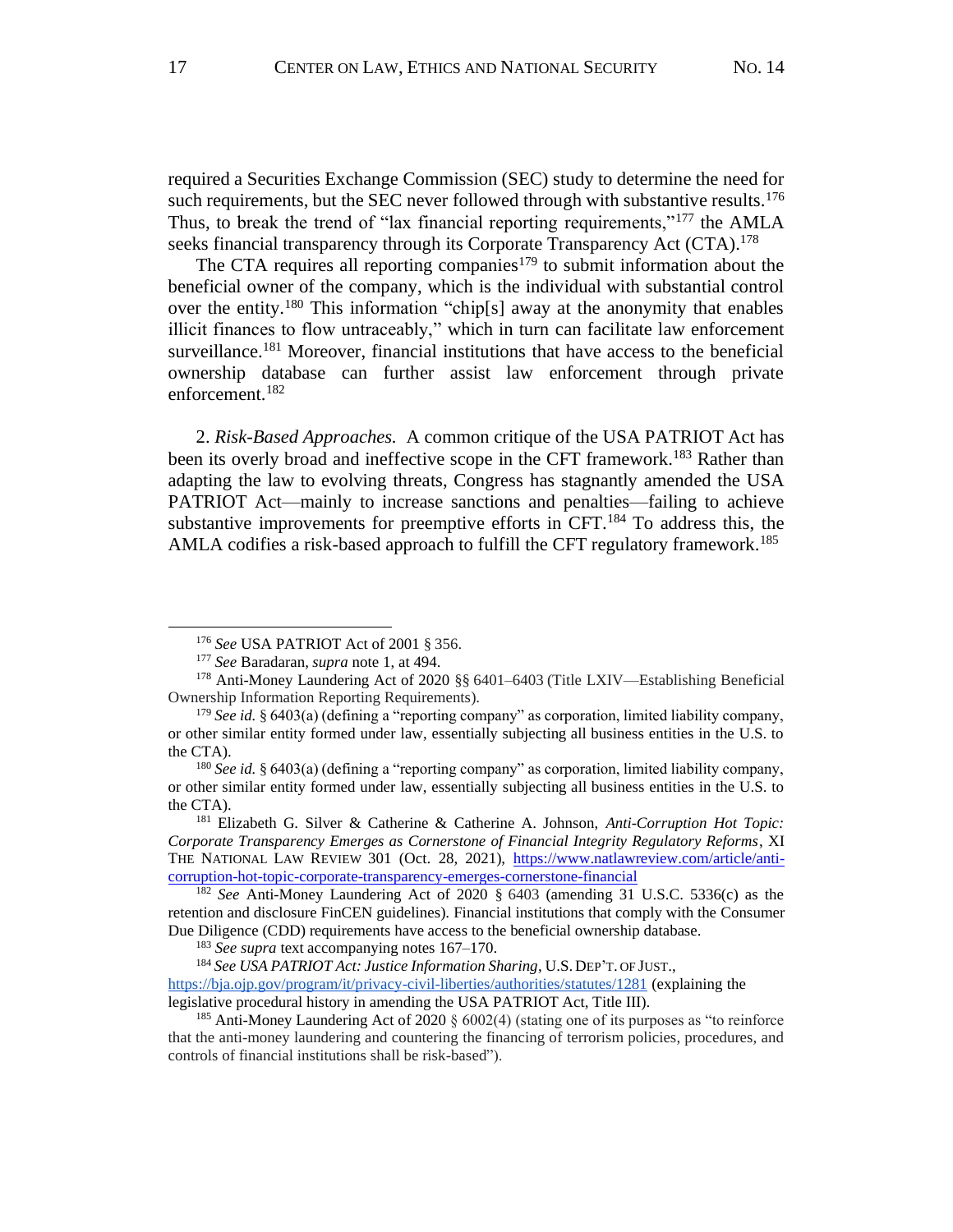required a Securities Exchange Commission (SEC) study to determine the need for such requirements, but the SEC never followed through with substantive results.[176] Thus, to break the trend of "lax financial reporting requirements,"[177] the AMLA seeks financial transparency through its Corporate Transparency Act (CTA).[178]

The CTA requires all reporting companies[179] to submit information about the beneficial owner of the company, which is the individual with substantial control over the entity.[180] This information "chip[s] away at the anonymity that enables illicit finances to flow untraceably," which in turn can facilitate law enforcement surveillance.[181] Moreover, financial institutions that have access to the beneficial ownership database can further assist law enforcement through private enforcement.[182]

2. *Risk-Based Approaches.* A common critique of the USA PATRIOT Act has been its overly broad and ineffective scope in the CFT framework.[183] Rather than adapting the law to evolving threats, Congress has stagnantly amended the USA PATRIOT Act—mainly to increase sanctions and penalties—failing to achieve substantive improvements for preemptive efforts in CFT.[184] To address this, the AMLA codifies a risk-based approach to fulfill the CFT regulatory framework.[185]

---

[176] *See* USA PATRIOT Act of 2001 § 356.

[177] *See* Baradaran, *supra* note 1, at 494.

[178] Anti-Money Laundering Act of 2020 §§ 6401–6403 (Title LXIV—Establishing Beneficial Ownership Information Reporting Requirements).

[179] *See id.* § 6403(a) (defining a "reporting company" as corporation, limited liability company, or other similar entity formed under law, essentially subjecting all business entities in the U.S. to the CTA).

[180] *See id.* § 6403(a) (defining a "reporting company" as corporation, limited liability company, or other similar entity formed under law, essentially subjecting all business entities in the U.S. to the CTA).

[181] Elizabeth G. Silver & Catherine & Catherine A. Johnson, *Anti-Corruption Hot Topic: Corporate Transparency Emerges as Cornerstone of Financial Integrity Regulatory Reforms*, XI THE NATIONAL LAW REVIEW 301 (Oct. 28, 2021), https://www.natlawreview.com/article/anti-corruption-hot-topic-corporate-transparency-emerges-cornerstone-financial

[182] *See* Anti-Money Laundering Act of 2020 § 6403 (amending 31 U.S.C. 5336(c) as the retention and disclosure FinCEN guidelines). Financial institutions that comply with the Consumer Due Diligence (CDD) requirements have access to the beneficial ownership database.

[183] *See supra* text accompanying notes 167–170.

[184] *See USA PATRIOT Act: Justice Information Sharing*, U.S. DEP'T. OF JUST., https://bja.ojp.gov/program/it/privacy-civil-liberties/authorities/statutes/1281 (explaining the legislative procedural history in amending the USA PATRIOT Act, Title III).

[185] Anti-Money Laundering Act of 2020 § 6002(4) (stating one of its purposes as "to reinforce that the anti-money laundering and countering the financing of terrorism policies, procedures, and controls of financial institutions shall be risk-based").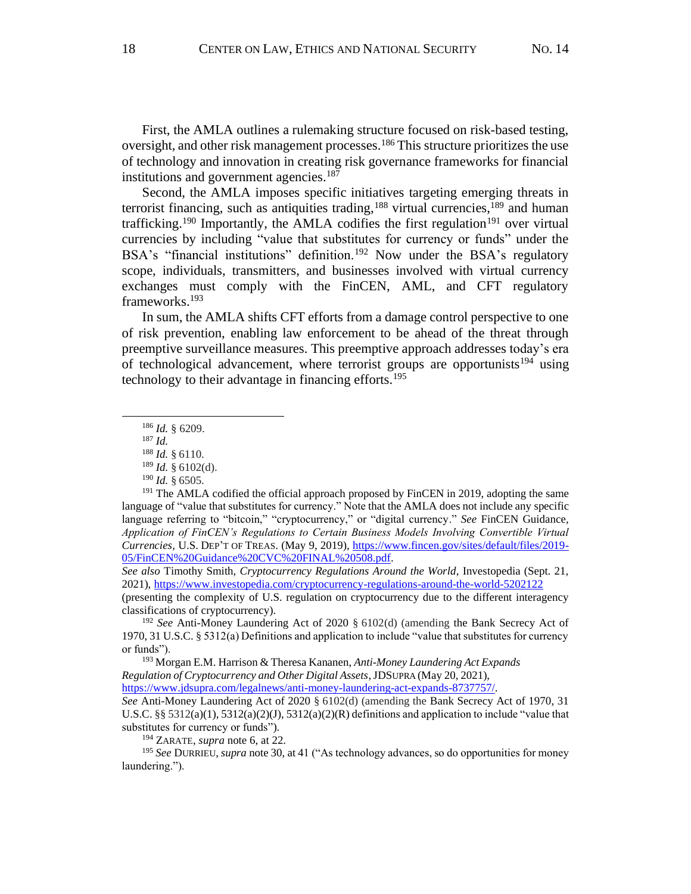First, the AMLA outlines a rulemaking structure focused on risk-based testing, oversight, and other risk management processes.[186] This structure prioritizes the use of technology and innovation in creating risk governance frameworks for financial institutions and government agencies.[187]

Second, the AMLA imposes specific initiatives targeting emerging threats in terrorist financing, such as antiquities trading,[188] virtual currencies,[189] and human trafficking.[190] Importantly, the AMLA codifies the first regulation[191] over virtual currencies by including "value that substitutes for currency or funds" under the BSA's "financial institutions" definition.[192] Now under the BSA's regulatory scope, individuals, transmitters, and businesses involved with virtual currency exchanges must comply with the FinCEN, AML, and CFT regulatory frameworks.[193]

In sum, the AMLA shifts CFT efforts from a damage control perspective to one of risk prevention, enabling law enforcement to be ahead of the threat through preemptive surveillance measures. This preemptive approach addresses today's era of technological advancement, where terrorist groups are opportunists[194] using technology to their advantage in financing efforts.[195]

---

[186] *Id.* § 6209.

[187] *Id.*

[188] *Id.* § 6110.

[189] *Id.* § 6102(d).

[190] *Id.* § 6505.

[191] The AMLA codified the official approach proposed by FinCEN in 2019, adopting the same language of "value that substitutes for currency." Note that the AMLA does not include any specific language referring to "bitcoin," "cryptocurrency," or "digital currency." *See* FinCEN Guidance, *Application of FinCEN's Regulations to Certain Business Models Involving Convertible Virtual Currencies*, U.S. DEP'T OF TREAS. (May 9, 2019), https://www.fincen.gov/sites/default/files/2019-05/FinCEN%20Guidance%20CVC%20FINAL%20508.pdf.
*See also* Timothy Smith, *Cryptocurrency Regulations Around the World*, Investopedia (Sept. 21, 2021), https://www.investopedia.com/cryptocurrency-regulations-around-the-world-5202122 (presenting the complexity of U.S. regulation on cryptocurrency due to the different interagency classifications of cryptocurrency).

[192] *See* Anti-Money Laundering Act of 2020 § 6102(d) (amending the Bank Secrecy Act of 1970, 31 U.S.C. § 5312(a) Definitions and application to include "value that substitutes for currency or funds").

[193] Morgan E.M. Harrison & Theresa Kananen, *Anti-Money Laundering Act Expands Regulation of Cryptocurrency and Other Digital Assets*, JDSUPRA (May 20, 2021), https://www.jdsupra.com/legalnews/anti-money-laundering-act-expands-8737757/.
*See* Anti-Money Laundering Act of 2020 § 6102(d) (amending the Bank Secrecy Act of 1970, 31 U.S.C. §§ 5312(a)(1), 5312(a)(2)(J), 5312(a)(2)(R) definitions and application to include "value that substitutes for currency or funds").

[194] ZARATE, *supra* note 6, at 22.

[195] *See* DURRIEU, *supra* note 30, at 41 ("As technology advances, so do opportunities for money laundering.").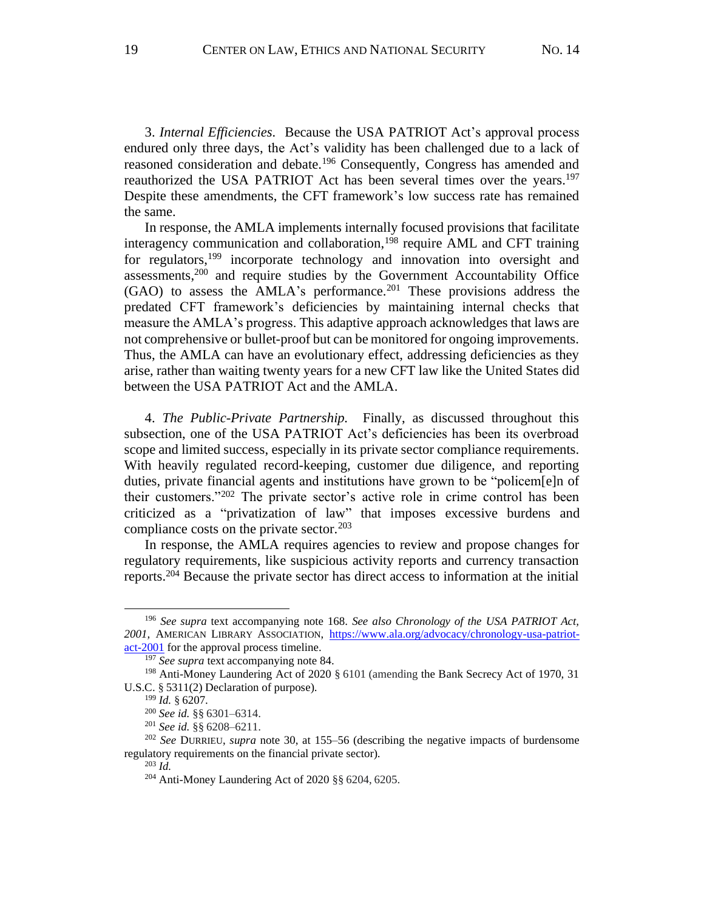3. *Internal Efficiencies.* Because the USA PATRIOT Act's approval process endured only three days, the Act's validity has been challenged due to a lack of reasoned consideration and debate.[196] Consequently, Congress has amended and reauthorized the USA PATRIOT Act has been several times over the years.[197] Despite these amendments, the CFT framework's low success rate has remained the same.

In response, the AMLA implements internally focused provisions that facilitate interagency communication and collaboration,[198] require AML and CFT training for regulators,[199] incorporate technology and innovation into oversight and assessments,[200] and require studies by the Government Accountability Office (GAO) to assess the AMLA's performance.[201] These provisions address the predated CFT framework's deficiencies by maintaining internal checks that measure the AMLA's progress. This adaptive approach acknowledges that laws are not comprehensive or bullet-proof but can be monitored for ongoing improvements. Thus, the AMLA can have an evolutionary effect, addressing deficiencies as they arise, rather than waiting twenty years for a new CFT law like the United States did between the USA PATRIOT Act and the AMLA.

4. *The Public-Private Partnership.* Finally, as discussed throughout this subsection, one of the USA PATRIOT Act's deficiencies has been its overbroad scope and limited success, especially in its private sector compliance requirements. With heavily regulated record-keeping, customer due diligence, and reporting duties, private financial agents and institutions have grown to be "policem[e]n of their customers."[202] The private sector's active role in crime control has been criticized as a "privatization of law" that imposes excessive burdens and compliance costs on the private sector.[203]

In response, the AMLA requires agencies to review and propose changes for regulatory requirements, like suspicious activity reports and currency transaction reports.[204] Because the private sector has direct access to information at the initial

---

[196] *See supra* text accompanying note 168. *See also Chronology of the USA PATRIOT Act, 2001*, AMERICAN LIBRARY ASSOCIATION, https://www.ala.org/advocacy/chronology-usa-patriot-act-2001 for the approval process timeline.

[197] *See supra* text accompanying note 84.

[198] Anti-Money Laundering Act of 2020 § 6101 (amending the Bank Secrecy Act of 1970, 31 U.S.C. § 5311(2) Declaration of purpose).

[199] *Id.* § 6207.

[200] *See id.* §§ 6301–6314.

[201] *See id.* §§ 6208–6211.

[202] *See* DURRIEU, *supra* note 30, at 155–56 (describing the negative impacts of burdensome regulatory requirements on the financial private sector).

[203] *Id.*

[204] Anti-Money Laundering Act of 2020 §§ 6204, 6205.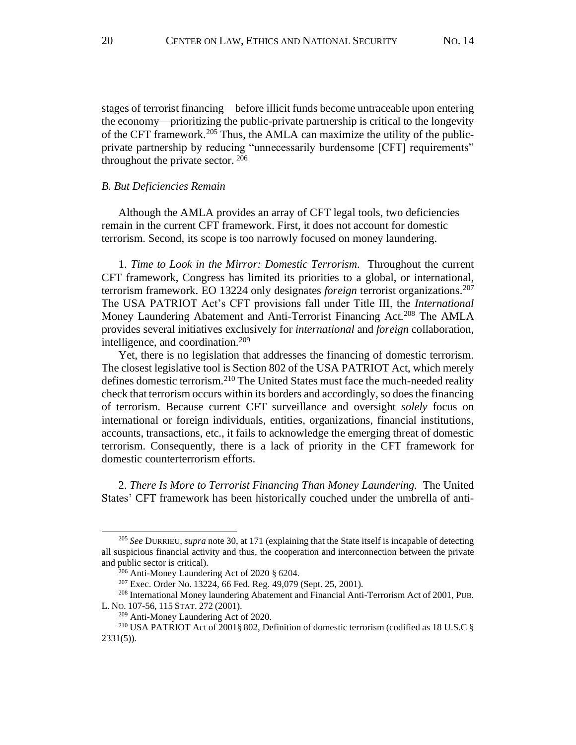stages of terrorist financing—before illicit funds become untraceable upon entering the economy—prioritizing the public-private partnership is critical to the longevity of the CFT framework.[205] Thus, the AMLA can maximize the utility of the public-private partnership by reducing "unnecessarily burdensome [CFT] requirements" throughout the private sector. [206]

*B. But Deficiencies Remain*

Although the AMLA provides an array of CFT legal tools, two deficiencies remain in the current CFT framework. First, it does not account for domestic terrorism. Second, its scope is too narrowly focused on money laundering.

1. *Time to Look in the Mirror: Domestic Terrorism.* Throughout the current CFT framework, Congress has limited its priorities to a global, or international, terrorism framework. EO 13224 only designates *foreign* terrorist organizations.[207] The USA PATRIOT Act's CFT provisions fall under Title III, the *International* Money Laundering Abatement and Anti-Terrorist Financing Act.[208] The AMLA provides several initiatives exclusively for *international* and *foreign* collaboration, intelligence, and coordination.[209]

Yet, there is no legislation that addresses the financing of domestic terrorism. The closest legislative tool is Section 802 of the USA PATRIOT Act, which merely defines domestic terrorism.[210] The United States must face the much-needed reality check that terrorism occurs within its borders and accordingly, so does the financing of terrorism. Because current CFT surveillance and oversight *solely* focus on international or foreign individuals, entities, organizations, financial institutions, accounts, transactions, etc., it fails to acknowledge the emerging threat of domestic terrorism. Consequently, there is a lack of priority in the CFT framework for domestic counterterrorism efforts.

2. *There Is More to Terrorist Financing Than Money Laundering.* The United States' CFT framework has been historically couched under the umbrella of anti-

---

[205] *See* DURRIEU, *supra* note 30, at 171 (explaining that the State itself is incapable of detecting all suspicious financial activity and thus, the cooperation and interconnection between the private and public sector is critical).

[206] Anti-Money Laundering Act of 2020 § 6204.

[207] Exec. Order No. 13224, 66 Fed. Reg. 49,079 (Sept. 25, 2001).

[208] International Money laundering Abatement and Financial Anti-Terrorism Act of 2001, PUB. L. NO. 107-56, 115 STAT. 272 (2001).

[209] Anti-Money Laundering Act of 2020.

[210] USA PATRIOT Act of 2001§ 802, Definition of domestic terrorism (codified as 18 U.S.C § 2331(5)).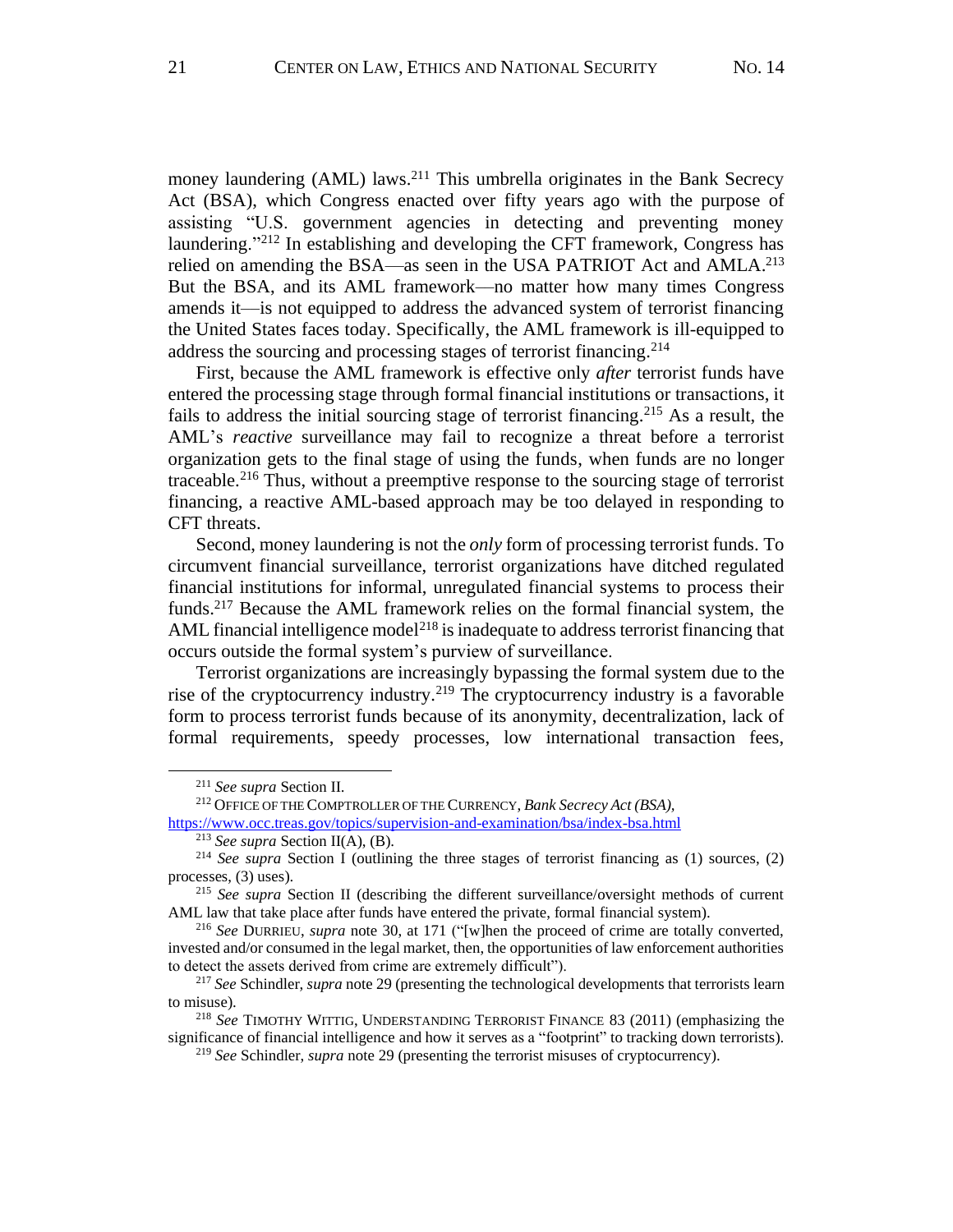money laundering (AML) laws.[211] This umbrella originates in the Bank Secrecy Act (BSA), which Congress enacted over fifty years ago with the purpose of assisting "U.S. government agencies in detecting and preventing money laundering."[212] In establishing and developing the CFT framework, Congress has relied on amending the BSA—as seen in the USA PATRIOT Act and AMLA.[213] But the BSA, and its AML framework—no matter how many times Congress amends it—is not equipped to address the advanced system of terrorist financing the United States faces today. Specifically, the AML framework is ill-equipped to address the sourcing and processing stages of terrorist financing.[214]

First, because the AML framework is effective only *after* terrorist funds have entered the processing stage through formal financial institutions or transactions, it fails to address the initial sourcing stage of terrorist financing.[215] As a result, the AML's *reactive* surveillance may fail to recognize a threat before a terrorist organization gets to the final stage of using the funds, when funds are no longer traceable.[216] Thus, without a preemptive response to the sourcing stage of terrorist financing, a reactive AML-based approach may be too delayed in responding to CFT threats.

Second, money laundering is not the *only* form of processing terrorist funds. To circumvent financial surveillance, terrorist organizations have ditched regulated financial institutions for informal, unregulated financial systems to process their funds.[217] Because the AML framework relies on the formal financial system, the AML financial intelligence model[218] is inadequate to address terrorist financing that occurs outside the formal system's purview of surveillance.

Terrorist organizations are increasingly bypassing the formal system due to the rise of the cryptocurrency industry.[219] The cryptocurrency industry is a favorable form to process terrorist funds because of its anonymity, decentralization, lack of formal requirements, speedy processes, low international transaction fees,

---

[211] *See supra* Section II.

[212] OFFICE OF THE COMPTROLLER OF THE CURRENCY, *Bank Secrecy Act (BSA)*, https://www.occ.treas.gov/topics/supervision-and-examination/bsa/index-bsa.html

[213] *See supra* Section II(A), (B).

[214] *See supra* Section I (outlining the three stages of terrorist financing as (1) sources, (2) processes, (3) uses).

[215] *See supra* Section II (describing the different surveillance/oversight methods of current AML law that take place after funds have entered the private, formal financial system).

[216] *See* DURRIEU, *supra* note 30, at 171 ("[w]hen the proceed of crime are totally converted, invested and/or consumed in the legal market, then, the opportunities of law enforcement authorities to detect the assets derived from crime are extremely difficult").

[217] *See* Schindler, *supra* note 29 (presenting the technological developments that terrorists learn to misuse).

[218] *See* TIMOTHY WITTIG, UNDERSTANDING TERRORIST FINANCE 83 (2011) (emphasizing the significance of financial intelligence and how it serves as a "footprint" to tracking down terrorists).

[219] *See* Schindler, *supra* note 29 (presenting the terrorist misuses of cryptocurrency).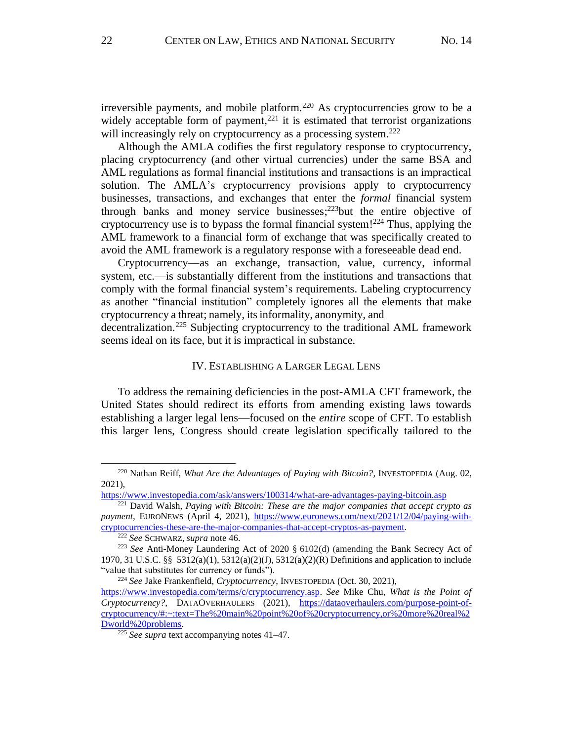irreversible payments, and mobile platform.[220] As cryptocurrencies grow to be a widely acceptable form of payment,[221] it is estimated that terrorist organizations will increasingly rely on cryptocurrency as a processing system.[222]

Although the AMLA codifies the first regulatory response to cryptocurrency, placing cryptocurrency (and other virtual currencies) under the same BSA and AML regulations as formal financial institutions and transactions is an impractical solution. The AMLA's cryptocurrency provisions apply to cryptocurrency businesses, transactions, and exchanges that enter the *formal* financial system through banks and money service businesses;[223]but the entire objective of cryptocurrency use is to bypass the formal financial system![224] Thus, applying the AML framework to a financial form of exchange that was specifically created to avoid the AML framework is a regulatory response with a foreseeable dead end.

Cryptocurrency—as an exchange, transaction, value, currency, informal system, etc.—is substantially different from the institutions and transactions that comply with the formal financial system's requirements. Labeling cryptocurrency as another "financial institution" completely ignores all the elements that make cryptocurrency a threat; namely, its informality, anonymity, and decentralization.[225] Subjecting cryptocurrency to the traditional AML framework seems ideal on its face, but it is impractical in substance.

## IV. ESTABLISHING A LARGER LEGAL LENS

To address the remaining deficiencies in the post-AMLA CFT framework, the United States should redirect its efforts from amending existing laws towards establishing a larger legal lens—focused on the *entire* scope of CFT. To establish this larger lens, Congress should create legislation specifically tailored to the

---

[220] Nathan Reiff, *What Are the Advantages of Paying with Bitcoin?*, INVESTOPEDIA (Aug. 02, 2021), https://www.investopedia.com/ask/answers/100314/what-are-advantages-paying-bitcoin.asp

[221] David Walsh, *Paying with Bitcoin: These are the major companies that accept crypto as payment*, EURONEWS (April 4, 2021), https://www.euronews.com/next/2021/12/04/paying-with-cryptocurrencies-these-are-the-major-companies-that-accept-cryptos-as-payment.

[222] *See* SCHWARZ, *supra* note 46.

[223] *See* Anti-Money Laundering Act of 2020 § 6102(d) (amending the Bank Secrecy Act of 1970, 31 U.S.C. §§ 5312(a)(1), 5312(a)(2)(J), 5312(a)(2)(R) Definitions and application to include "value that substitutes for currency or funds").

[224] *See* Jake Frankenfield, *Cryptocurrency*, INVESTOPEDIA (Oct. 30, 2021), https://www.investopedia.com/terms/c/cryptocurrency.asp. *See* Mike Chu, *What is the Point of Cryptocurrency?*, DATAOVERHAULERS (2021), https://dataoverhaulers.com/purpose-point-of-cryptocurrency/#:~:text=The%20main%20point%20of%20cryptocurrency,or%20more%20real%2Dworld%20problems.

[225] *See supra* text accompanying notes 41–47.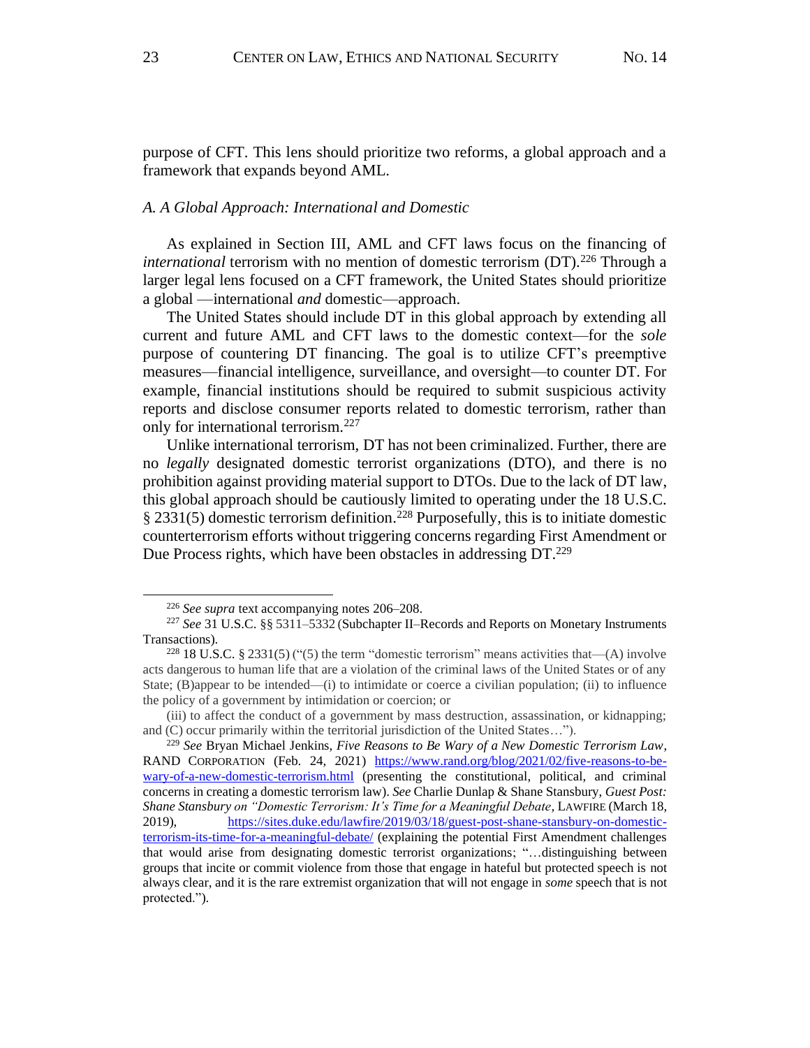purpose of CFT. This lens should prioritize two reforms, a global approach and a framework that expands beyond AML.

### *A. A Global Approach: International and Domestic*

As explained in Section III, AML and CFT laws focus on the financing of *international* terrorism with no mention of domestic terrorism (DT).[226] Through a larger legal lens focused on a CFT framework, the United States should prioritize a global —international *and* domestic—approach.

The United States should include DT in this global approach by extending all current and future AML and CFT laws to the domestic context—for the *sole* purpose of countering DT financing. The goal is to utilize CFT's preemptive measures—financial intelligence, surveillance, and oversight—to counter DT. For example, financial institutions should be required to submit suspicious activity reports and disclose consumer reports related to domestic terrorism, rather than only for international terrorism.[227]

Unlike international terrorism, DT has not been criminalized. Further, there are no *legally* designated domestic terrorist organizations (DTO), and there is no prohibition against providing material support to DTOs. Due to the lack of DT law, this global approach should be cautiously limited to operating under the 18 U.S.C. § 2331(5) domestic terrorism definition.[228] Purposefully, this is to initiate domestic counterterrorism efforts without triggering concerns regarding First Amendment or Due Process rights, which have been obstacles in addressing DT.[229]

---

[226] *See supra* text accompanying notes 206–208.

[227] *See* 31 U.S.C. §§ 5311–5332 (Subchapter II–Records and Reports on Monetary Instruments Transactions).

[228] 18 U.S.C. § 2331(5) ("(5) the term "domestic terrorism" means activities that—(A) involve acts dangerous to human life that are a violation of the criminal laws of the United States or of any State; (B)appear to be intended—(i) to intimidate or coerce a civilian population; (ii) to influence the policy of a government by intimidation or coercion; or

(iii) to affect the conduct of a government by mass destruction, assassination, or kidnapping; and (C) occur primarily within the territorial jurisdiction of the United States…").

[229] *See* Bryan Michael Jenkins, *Five Reasons to Be Wary of a New Domestic Terrorism Law*, RAND CORPORATION (Feb. 24, 2021) https://www.rand.org/blog/2021/02/five-reasons-to-be-wary-of-a-new-domestic-terrorism.html (presenting the constitutional, political, and criminal concerns in creating a domestic terrorism law). *See* Charlie Dunlap & Shane Stansbury, *Guest Post: Shane Stansbury on "Domestic Terrorism: It's Time for a Meaningful Debate,* LAWFIRE (March 18, 2019), https://sites.duke.edu/lawfire/2019/03/18/guest-post-shane-stansbury-on-domestic-terrorism-its-time-for-a-meaningful-debate/ (explaining the potential First Amendment challenges that would arise from designating domestic terrorist organizations; "…distinguishing between groups that incite or commit violence from those that engage in hateful but protected speech is not always clear, and it is the rare extremist organization that will not engage in *some* speech that is not protected.").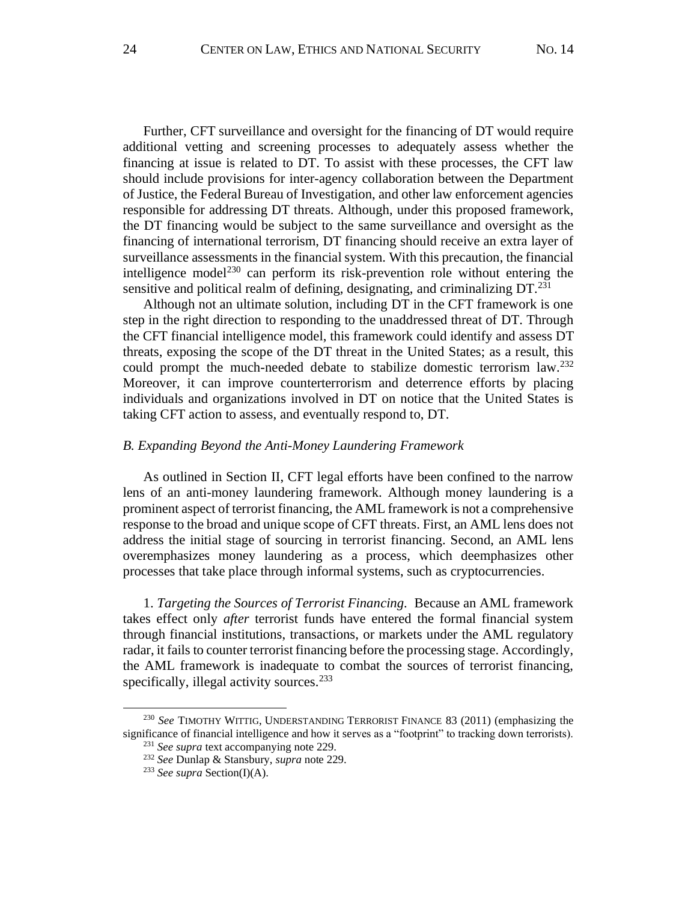Further, CFT surveillance and oversight for the financing of DT would require additional vetting and screening processes to adequately assess whether the financing at issue is related to DT. To assist with these processes, the CFT law should include provisions for inter-agency collaboration between the Department of Justice, the Federal Bureau of Investigation, and other law enforcement agencies responsible for addressing DT threats. Although, under this proposed framework, the DT financing would be subject to the same surveillance and oversight as the financing of international terrorism, DT financing should receive an extra layer of surveillance assessments in the financial system. With this precaution, the financial intelligence model[230] can perform its risk-prevention role without entering the sensitive and political realm of defining, designating, and criminalizing DT.[231]

Although not an ultimate solution, including DT in the CFT framework is one step in the right direction to responding to the unaddressed threat of DT. Through the CFT financial intelligence model, this framework could identify and assess DT threats, exposing the scope of the DT threat in the United States; as a result, this could prompt the much-needed debate to stabilize domestic terrorism law.[232] Moreover, it can improve counterterrorism and deterrence efforts by placing individuals and organizations involved in DT on notice that the United States is taking CFT action to assess, and eventually respond to, DT.

### *B. Expanding Beyond the Anti-Money Laundering Framework*

As outlined in Section II, CFT legal efforts have been confined to the narrow lens of an anti-money laundering framework. Although money laundering is a prominent aspect of terrorist financing, the AML framework is not a comprehensive response to the broad and unique scope of CFT threats. First, an AML lens does not address the initial stage of sourcing in terrorist financing. Second, an AML lens overemphasizes money laundering as a process, which deemphasizes other processes that take place through informal systems, such as cryptocurrencies.

1. *Targeting the Sources of Terrorist Financing*. Because an AML framework takes effect only *after* terrorist funds have entered the formal financial system through financial institutions, transactions, or markets under the AML regulatory radar, it fails to counter terrorist financing before the processing stage. Accordingly, the AML framework is inadequate to combat the sources of terrorist financing, specifically, illegal activity sources.[233]

---

[230] *See* TIMOTHY WITTIG, UNDERSTANDING TERRORIST FINANCE 83 (2011) (emphasizing the significance of financial intelligence and how it serves as a "footprint" to tracking down terrorists).

[231] *See supra* text accompanying note 229.

[232] *See* Dunlap & Stansbury, *supra* note 229.

[233] *See supra* Section(I)(A).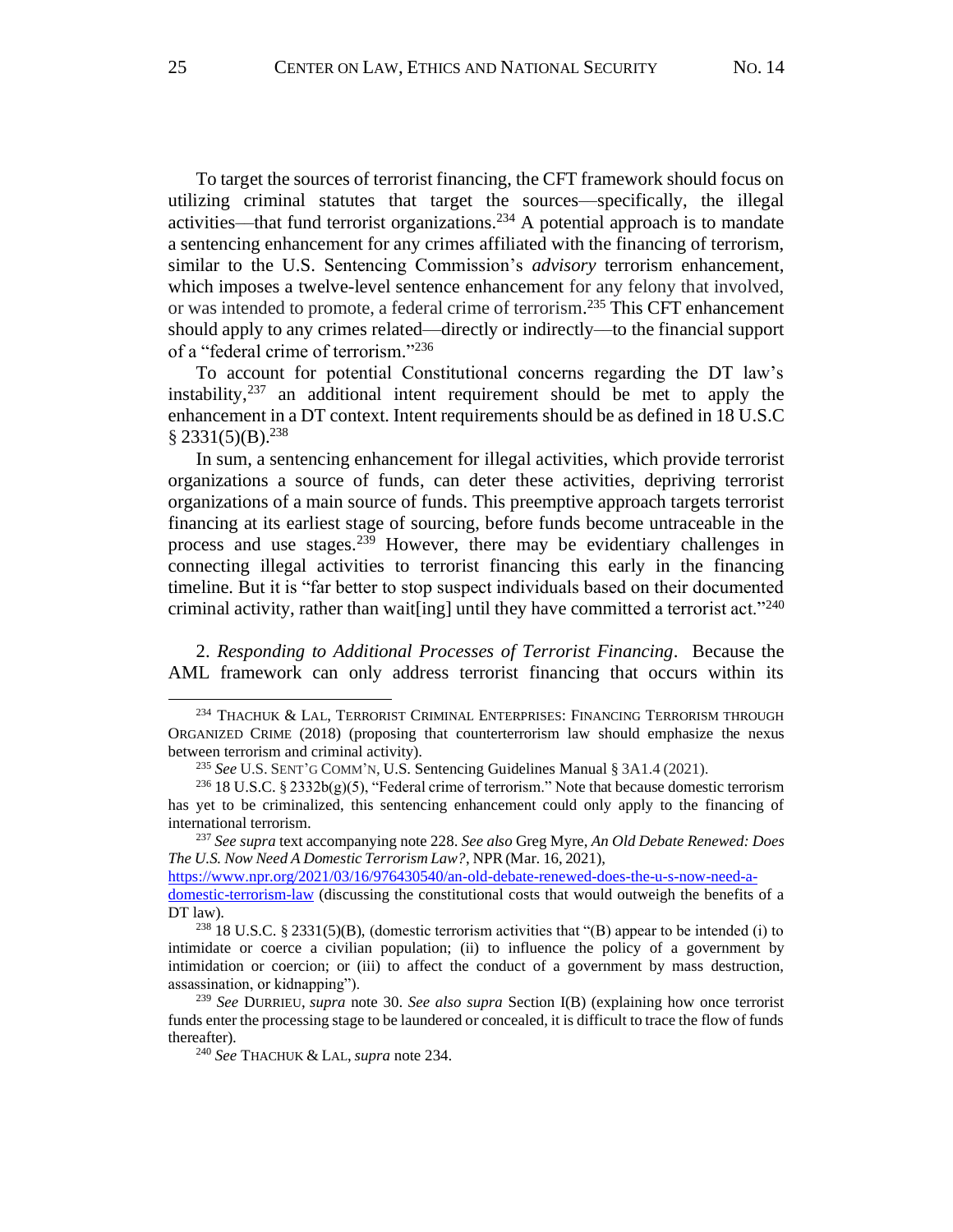To target the sources of terrorist financing, the CFT framework should focus on utilizing criminal statutes that target the sources—specifically, the illegal activities—that fund terrorist organizations.[234] A potential approach is to mandate a sentencing enhancement for any crimes affiliated with the financing of terrorism, similar to the U.S. Sentencing Commission's *advisory* terrorism enhancement, which imposes a twelve-level sentence enhancement for any felony that involved, or was intended to promote, a federal crime of terrorism.[235] This CFT enhancement should apply to any crimes related—directly or indirectly—to the financial support of a "federal crime of terrorism."[236]

To account for potential Constitutional concerns regarding the DT law's instability,[237] an additional intent requirement should be met to apply the enhancement in a DT context. Intent requirements should be as defined in 18 U.S.C § 2331(5)(B).[238]

In sum, a sentencing enhancement for illegal activities, which provide terrorist organizations a source of funds, can deter these activities, depriving terrorist organizations of a main source of funds. This preemptive approach targets terrorist financing at its earliest stage of sourcing, before funds become untraceable in the process and use stages.[239] However, there may be evidentiary challenges in connecting illegal activities to terrorist financing this early in the financing timeline. But it is "far better to stop suspect individuals based on their documented criminal activity, rather than wait[ing] until they have committed a terrorist act."[240]

2. *Responding to Additional Processes of Terrorist Financing*. Because the AML framework can only address terrorist financing that occurs within its

---

[234] THACHUK & LAL, TERRORIST CRIMINAL ENTERPRISES: FINANCING TERRORISM THROUGH ORGANIZED CRIME (2018) (proposing that counterterrorism law should emphasize the nexus between terrorism and criminal activity).

[235] *See* U.S. SENT'G COMM'N, U.S. Sentencing Guidelines Manual § 3A1.4 (2021).

[236] 18 U.S.C. § 2332b(g)(5), "Federal crime of terrorism." Note that because domestic terrorism has yet to be criminalized, this sentencing enhancement could only apply to the financing of international terrorism.

[237] *See supra* text accompanying note 228. *See also* Greg Myre, *An Old Debate Renewed: Does The U.S. Now Need A Domestic Terrorism Law?*, NPR (Mar. 16, 2021), https://www.npr.org/2021/03/16/976430540/an-old-debate-renewed-does-the-u-s-now-need-a-domestic-terrorism-law (discussing the constitutional costs that would outweigh the benefits of a DT law).

[238] 18 U.S.C. § 2331(5)(B), (domestic terrorism activities that "(B) appear to be intended (i) to intimidate or coerce a civilian population; (ii) to influence the policy of a government by intimidation or coercion; or (iii) to affect the conduct of a government by mass destruction, assassination, or kidnapping").

[239] *See* DURRIEU, *supra* note 30. *See also supra* Section I(B) (explaining how once terrorist funds enter the processing stage to be laundered or concealed, it is difficult to trace the flow of funds thereafter).

[240] *See* THACHUK & LAL, *supra* note 234.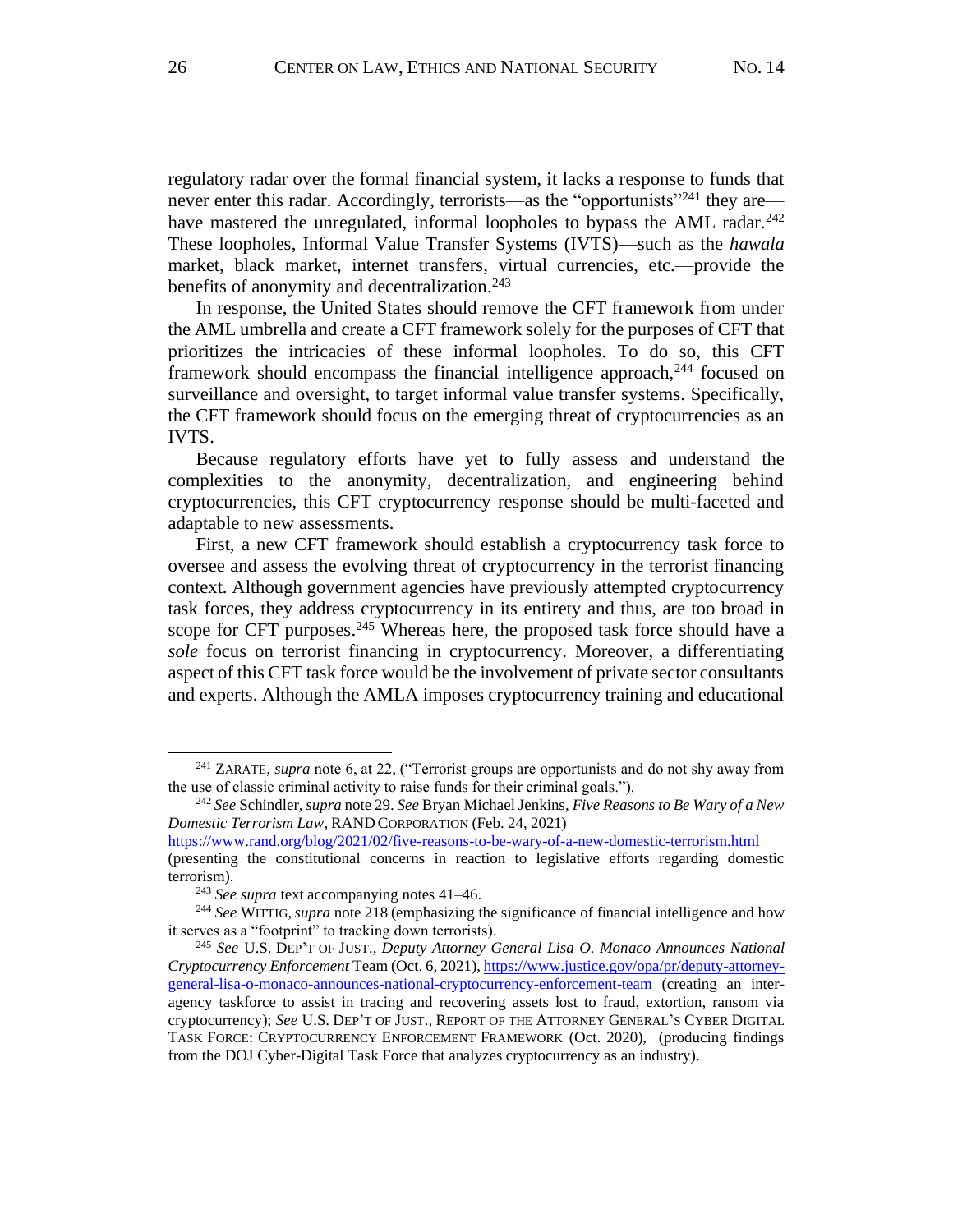regulatory radar over the formal financial system, it lacks a response to funds that never enter this radar. Accordingly, terrorists—as the "opportunists"[241] they are—have mastered the unregulated, informal loopholes to bypass the AML radar.[242] These loopholes, Informal Value Transfer Systems (IVTS)—such as the *hawala* market, black market, internet transfers, virtual currencies, etc.—provide the benefits of anonymity and decentralization.[243]

In response, the United States should remove the CFT framework from under the AML umbrella and create a CFT framework solely for the purposes of CFT that prioritizes the intricacies of these informal loopholes. To do so, this CFT framework should encompass the financial intelligence approach,[244] focused on surveillance and oversight, to target informal value transfer systems. Specifically, the CFT framework should focus on the emerging threat of cryptocurrencies as an IVTS.

Because regulatory efforts have yet to fully assess and understand the complexities to the anonymity, decentralization, and engineering behind cryptocurrencies, this CFT cryptocurrency response should be multi-faceted and adaptable to new assessments.

First, a new CFT framework should establish a cryptocurrency task force to oversee and assess the evolving threat of cryptocurrency in the terrorist financing context. Although government agencies have previously attempted cryptocurrency task forces, they address cryptocurrency in its entirety and thus, are too broad in scope for CFT purposes.[245] Whereas here, the proposed task force should have a *sole* focus on terrorist financing in cryptocurrency. Moreover, a differentiating aspect of this CFT task force would be the involvement of private sector consultants and experts. Although the AMLA imposes cryptocurrency training and educational

---

[241] ZARATE, *supra* note 6, at 22, ("Terrorist groups are opportunists and do not shy away from the use of classic criminal activity to raise funds for their criminal goals.").

[242] *See* Schindler, *supra* note 29. *See* Bryan Michael Jenkins, *Five Reasons to Be Wary of a New Domestic Terrorism Law*, RAND CORPORATION (Feb. 24, 2021) https://www.rand.org/blog/2021/02/five-reasons-to-be-wary-of-a-new-domestic-terrorism.html (presenting the constitutional concerns in reaction to legislative efforts regarding domestic terrorism).

[243] *See supra* text accompanying notes 41–46.

[244] *See* WITTIG, *supra* note 218 (emphasizing the significance of financial intelligence and how it serves as a "footprint" to tracking down terrorists).

[245] *See* U.S. DEP'T OF JUST., *Deputy Attorney General Lisa O. Monaco Announces National Cryptocurrency Enforcement* Team (Oct. 6, 2021), https://www.justice.gov/opa/pr/deputy-attorney-general-lisa-o-monaco-announces-national-cryptocurrency-enforcement-team (creating an inter-agency taskforce to assist in tracing and recovering assets lost to fraud, extortion, ransom via cryptocurrency); *See* U.S. DEP'T OF JUST., REPORT OF THE ATTORNEY GENERAL'S CYBER DIGITAL TASK FORCE: CRYPTOCURRENCY ENFORCEMENT FRAMEWORK (Oct. 2020), (producing findings from the DOJ Cyber-Digital Task Force that analyzes cryptocurrency as an industry).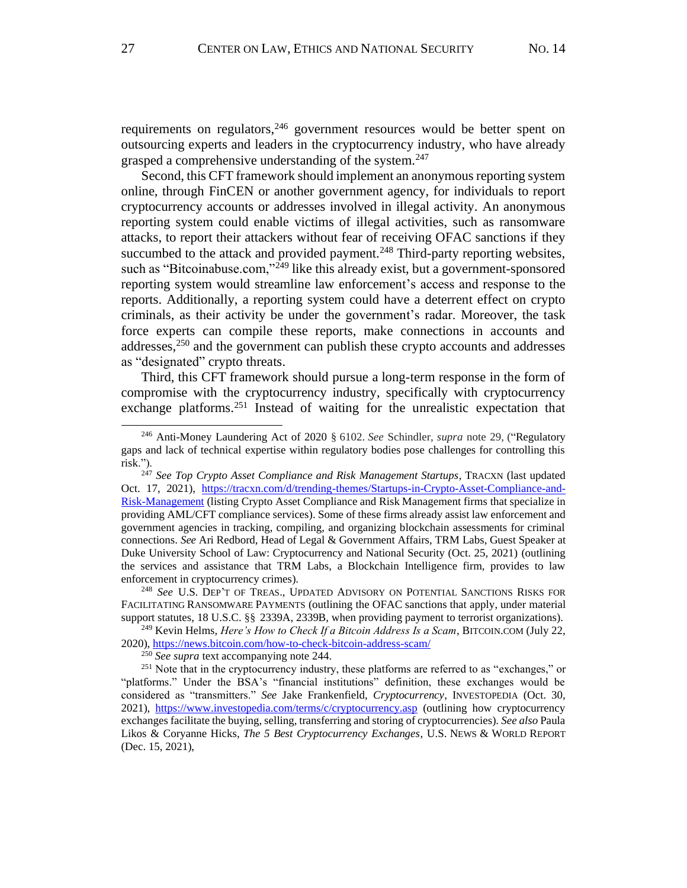requirements on regulators,[246] government resources would be better spent on outsourcing experts and leaders in the cryptocurrency industry, who have already grasped a comprehensive understanding of the system.[247]

Second, this CFT framework should implement an anonymous reporting system online, through FinCEN or another government agency, for individuals to report cryptocurrency accounts or addresses involved in illegal activity. An anonymous reporting system could enable victims of illegal activities, such as ransomware attacks, to report their attackers without fear of receiving OFAC sanctions if they succumbed to the attack and provided payment.[248] Third-party reporting websites, such as "Bitcoinabuse.com,"[249] like this already exist, but a government-sponsored reporting system would streamline law enforcement's access and response to the reports. Additionally, a reporting system could have a deterrent effect on crypto criminals, as their activity be under the government's radar. Moreover, the task force experts can compile these reports, make connections in accounts and addresses,[250] and the government can publish these crypto accounts and addresses as "designated" crypto threats.

Third, this CFT framework should pursue a long-term response in the form of compromise with the cryptocurrency industry, specifically with cryptocurrency exchange platforms.[251] Instead of waiting for the unrealistic expectation that

---

[246] Anti-Money Laundering Act of 2020 § 6102. *See* Schindler, *supra* note 29, ("Regulatory gaps and lack of technical expertise within regulatory bodies pose challenges for controlling this risk.").

[247] *See Top Crypto Asset Compliance and Risk Management Startups*, TRACXN (last updated Oct. 17, 2021), https://tracxn.com/d/trending-themes/Startups-in-Crypto-Asset-Compliance-and-Risk-Management (listing Crypto Asset Compliance and Risk Management firms that specialize in providing AML/CFT compliance services). Some of these firms already assist law enforcement and government agencies in tracking, compiling, and organizing blockchain assessments for criminal connections. *See* Ari Redbord, Head of Legal & Government Affairs, TRM Labs, Guest Speaker at Duke University School of Law: Cryptocurrency and National Security (Oct. 25, 2021) (outlining the services and assistance that TRM Labs, a Blockchain Intelligence firm, provides to law enforcement in cryptocurrency crimes).

[248] *See* U.S. DEP'T OF TREAS., UPDATED ADVISORY ON POTENTIAL SANCTIONS RISKS FOR FACILITATING RANSOMWARE PAYMENTS (outlining the OFAC sanctions that apply, under material support statutes, 18 U.S.C. §§ 2339A, 2339B, when providing payment to terrorist organizations).

[249] Kevin Helms, *Here's How to Check If a Bitcoin Address Is a Scam*, BITCOIN.COM (July 22, 2020), https://news.bitcoin.com/how-to-check-bitcoin-address-scam/

[250] *See supra* text accompanying note 244.

[251] Note that in the cryptocurrency industry, these platforms are referred to as "exchanges," or "platforms." Under the BSA's "financial institutions" definition, these exchanges would be considered as "transmitters." *See* Jake Frankenfield, *Cryptocurrency*, INVESTOPEDIA (Oct. 30, 2021), https://www.investopedia.com/terms/c/cryptocurrency.asp (outlining how cryptocurrency exchanges facilitate the buying, selling, transferring and storing of cryptocurrencies). *See also* Paula Likos & Coryanne Hicks, *The 5 Best Cryptocurrency Exchanges*, U.S. NEWS & WORLD REPORT (Dec. 15, 2021),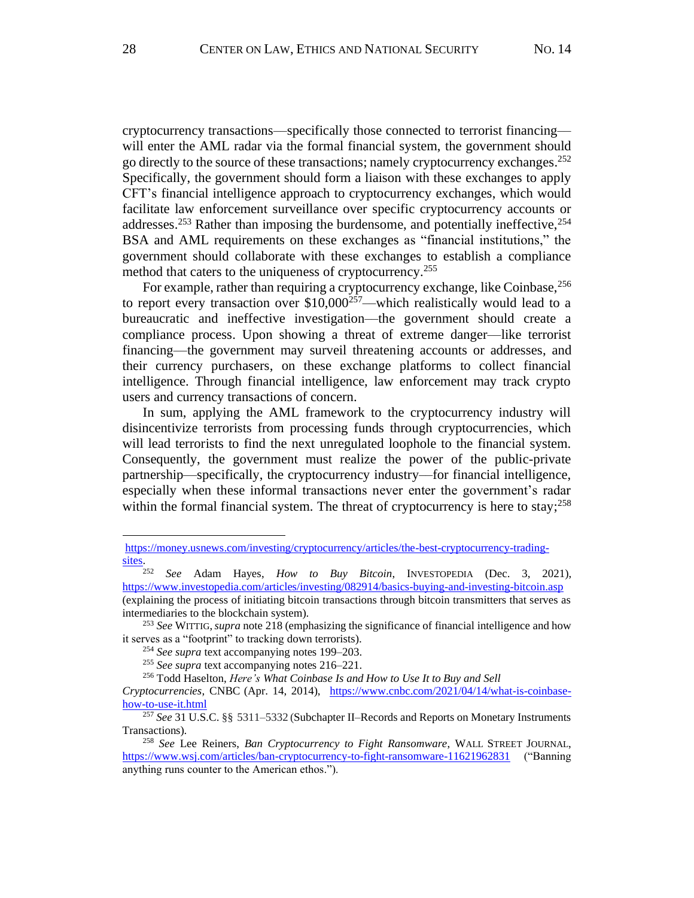cryptocurrency transactions—specifically those connected to terrorist financing—will enter the AML radar via the formal financial system, the government should go directly to the source of these transactions; namely cryptocurrency exchanges.[252] Specifically, the government should form a liaison with these exchanges to apply CFT's financial intelligence approach to cryptocurrency exchanges, which would facilitate law enforcement surveillance over specific cryptocurrency accounts or addresses.[253] Rather than imposing the burdensome, and potentially ineffective,[254] BSA and AML requirements on these exchanges as "financial institutions," the government should collaborate with these exchanges to establish a compliance method that caters to the uniqueness of cryptocurrency.[255]

For example, rather than requiring a cryptocurrency exchange, like Coinbase,[256] to report every transaction over $10,000[257]—which realistically would lead to a bureaucratic and ineffective investigation—the government should create a compliance process. Upon showing a threat of extreme danger—like terrorist financing—the government may surveil threatening accounts or addresses, and their currency purchasers, on these exchange platforms to collect financial intelligence. Through financial intelligence, law enforcement may track crypto users and currency transactions of concern.

In sum, applying the AML framework to the cryptocurrency industry will disincentivize terrorists from processing funds through cryptocurrencies, which will lead terrorists to find the next unregulated loophole to the financial system. Consequently, the government must realize the power of the public-private partnership—specifically, the cryptocurrency industry—for financial intelligence, especially when these informal transactions never enter the government's radar within the formal financial system. The threat of cryptocurrency is here to stay;[258]

---

https://money.usnews.com/investing/cryptocurrency/articles/the-best-cryptocurrency-trading-sites.

[252] *See* Adam Hayes, *How to Buy Bitcoin*, INVESTOPEDIA (Dec. 3, 2021), https://www.investopedia.com/articles/investing/082914/basics-buying-and-investing-bitcoin.asp (explaining the process of initiating bitcoin transactions through bitcoin transmitters that serves as intermediaries to the blockchain system).

[253] *See* WITTIG, *supra* note 218 (emphasizing the significance of financial intelligence and how it serves as a "footprint" to tracking down terrorists).

[254] *See supra* text accompanying notes 199–203.

[255] *See supra* text accompanying notes 216–221.

[256] Todd Haselton, *Here's What Coinbase Is and How to Use It to Buy and Sell Cryptocurrencies*, CNBC (Apr. 14, 2014), https://www.cnbc.com/2021/04/14/what-is-coinbase-how-to-use-it.html

[257] *See* 31 U.S.C. §§ 5311–5332 (Subchapter II–Records and Reports on Monetary Instruments Transactions).

[258] *See* Lee Reiners, *Ban Cryptocurrency to Fight Ransomware*, WALL STREET JOURNAL, https://www.wsj.com/articles/ban-cryptocurrency-to-fight-ransomware-11621962831 ("Banning anything runs counter to the American ethos.").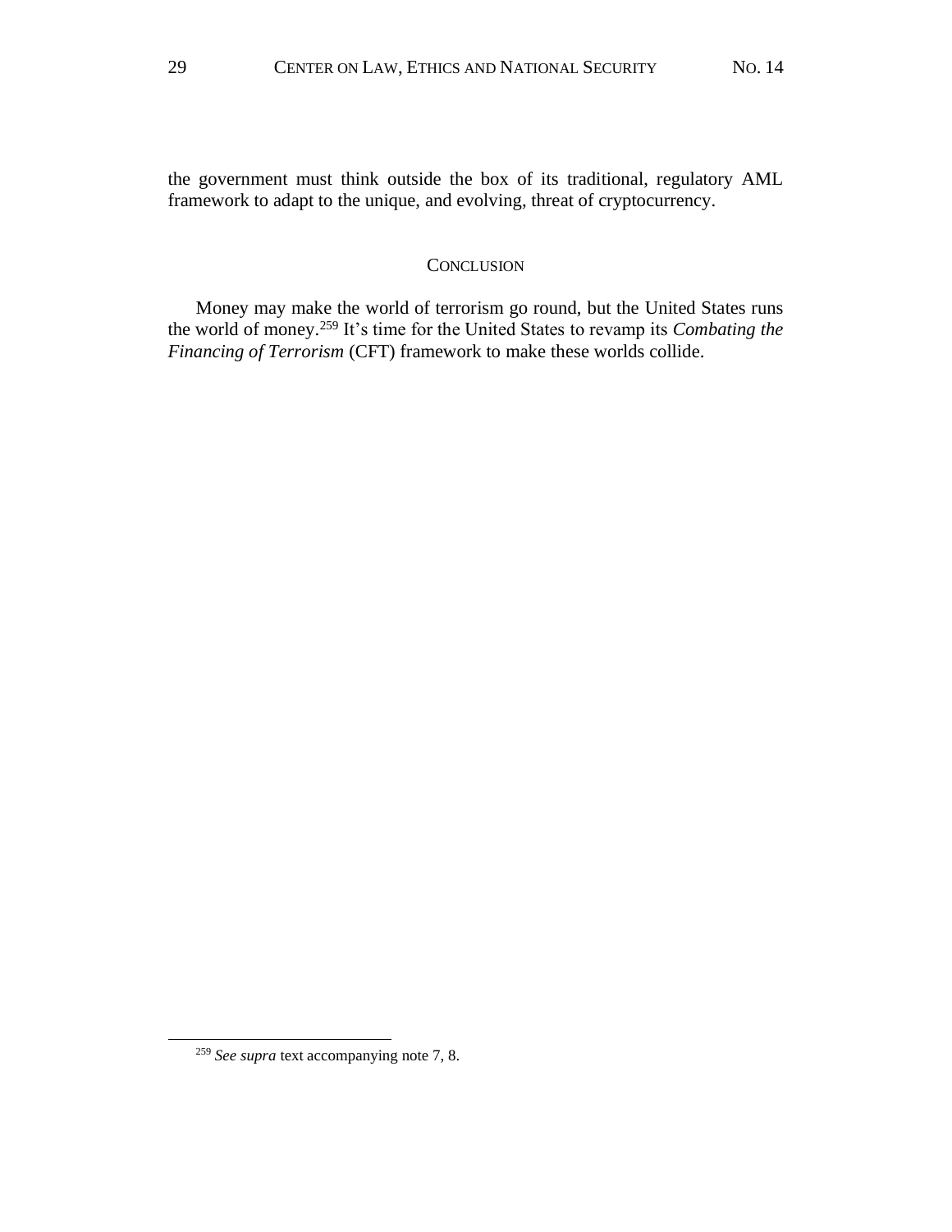the government must think outside the box of its traditional, regulatory AML framework to adapt to the unique, and evolving, threat of cryptocurrency.

## CONCLUSION

Money may make the world of terrorism go round, but the United States runs the world of money.[259] It's time for the United States to revamp its *Combating the Financing of Terrorism* (CFT) framework to make these worlds collide.

---

[259] *See supra* text accompanying note 7, 8.